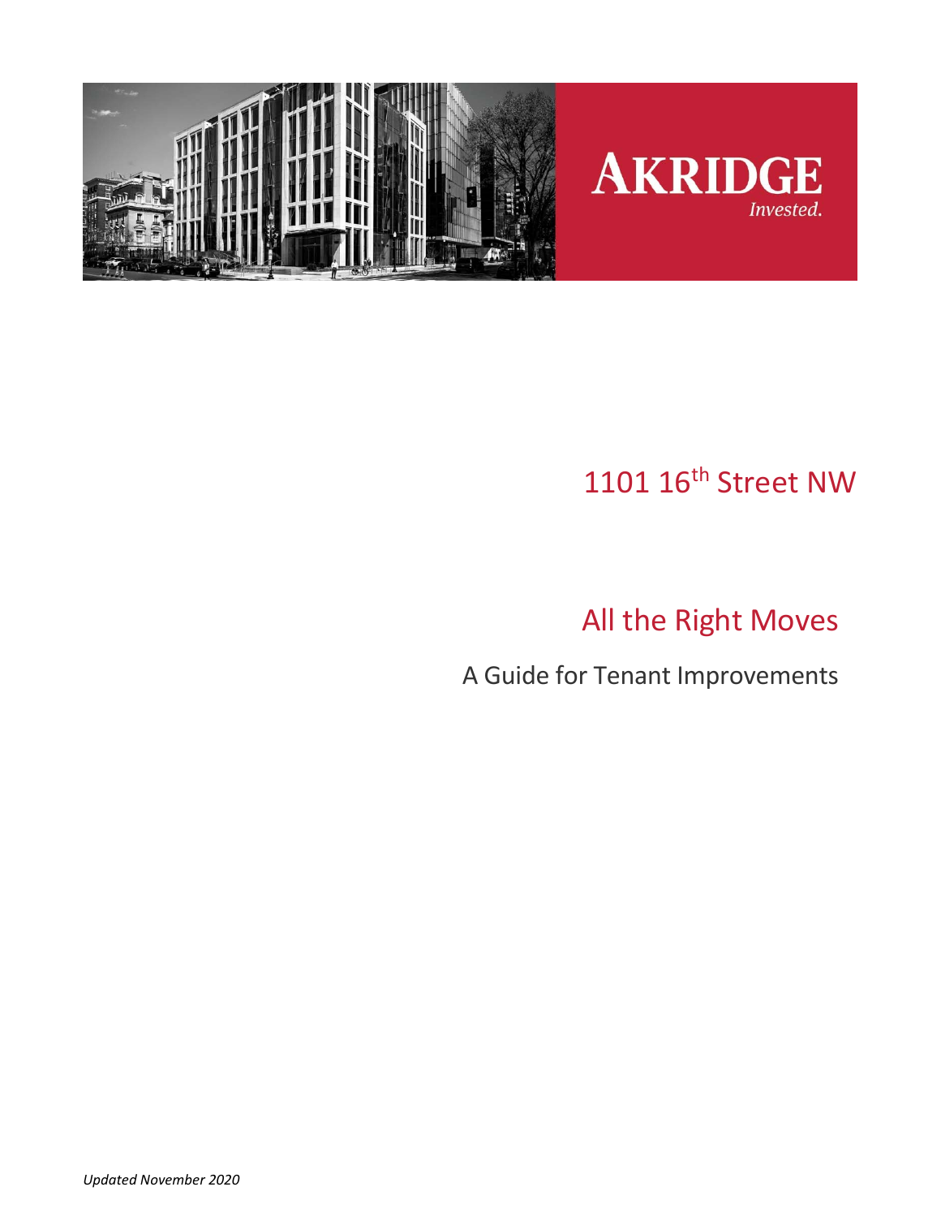AKRIDGE

*Invested.*

# 1101 16th Street NW

## All the Right Moves

A Guide for Tenant Improvements

*Updated November 2020*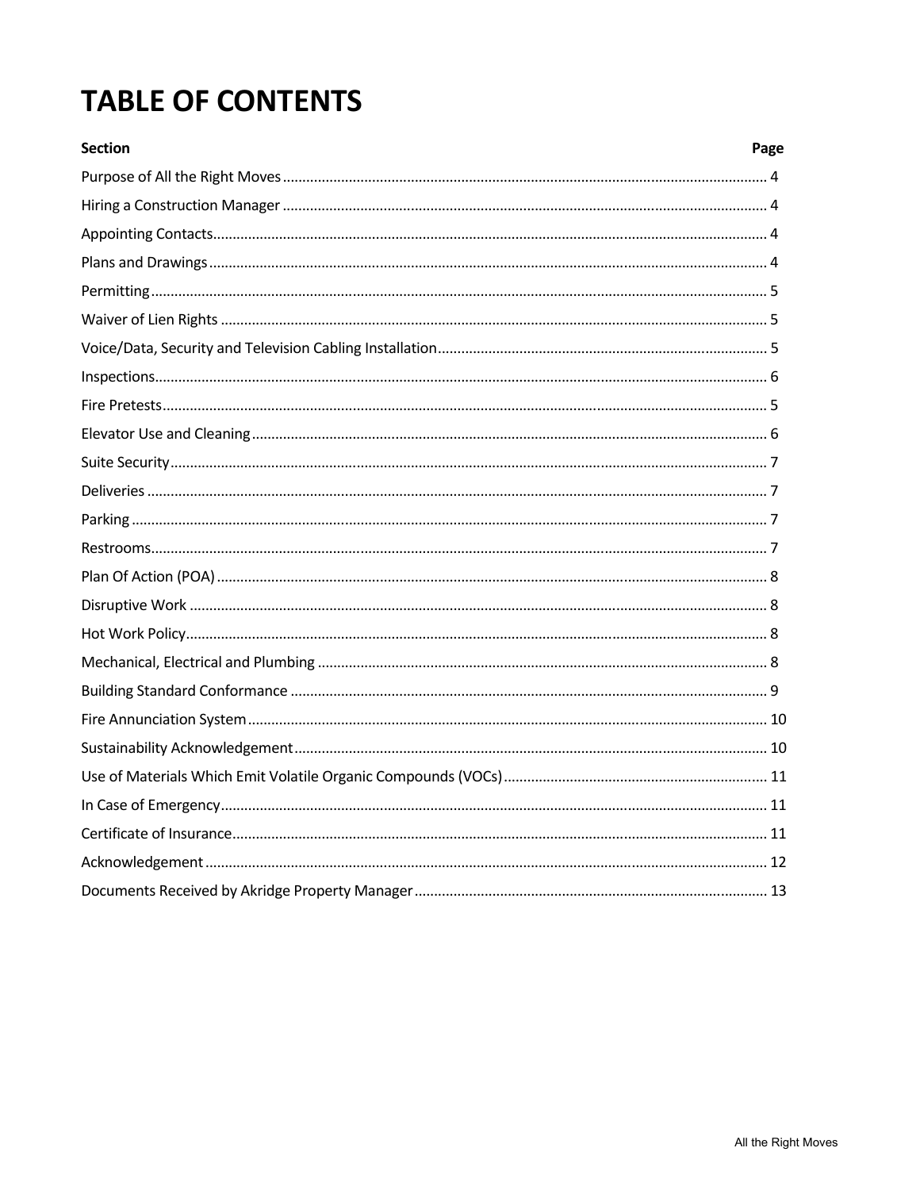# TABLE OF CONTENTS

| Section | Page |
|---|---|
| Purpose of All the Right Moves | 4 |
| Hiring a Construction Manager | 4 |
| Appointing Contacts | 4 |
| Plans and Drawings | 4 |
| Permitting | 5 |
| Waiver of Lien Rights | 5 |
| Voice/Data, Security and Television Cabling Installation | 5 |
| Inspections | 6 |
| Fire Pretests | 5 |
| Elevator Use and Cleaning | 6 |
| Suite Security | 7 |
| Deliveries | 7 |
| Parking | 7 |
| Restrooms | 7 |
| Plan Of Action (POA) | 8 |
| Disruptive Work | 8 |
| Hot Work Policy | 8 |
| Mechanical, Electrical and Plumbing | 8 |
| Building Standard Conformance | 9 |
| Fire Annunciation System | 10 |
| Sustainability Acknowledgement | 10 |
| Use of Materials Which Emit Volatile Organic Compounds (VOCs) | 11 |
| In Case of Emergency | 11 |
| Certificate of Insurance | 11 |
| Acknowledgement | 12 |
| Documents Received by Akridge Property Manager | 13 |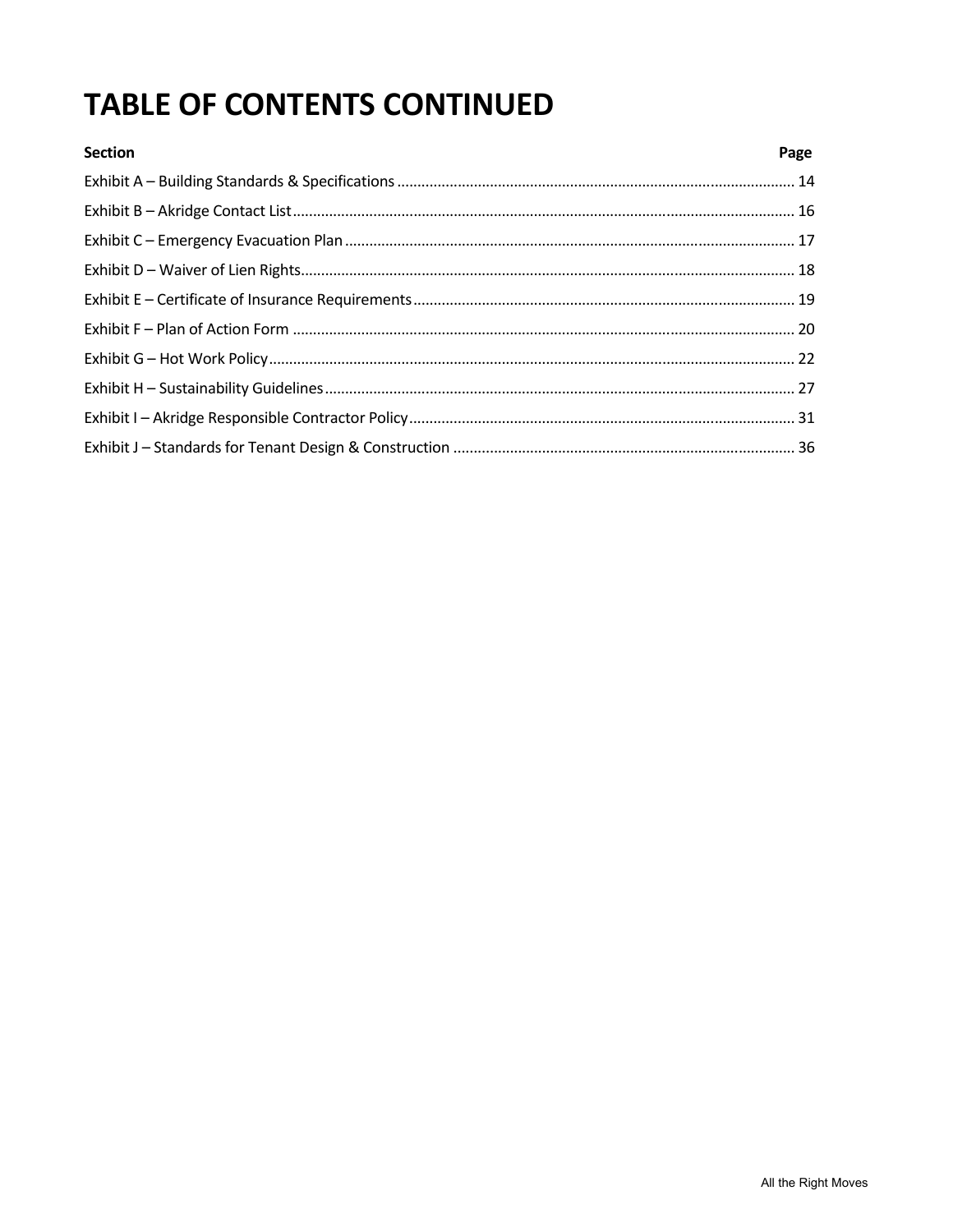# TABLE OF CONTENTS CONTINUED

| Section | Page |
| --- | --- |
| Exhibit A – Building Standards & Specifications | 14 |
| Exhibit B – Akridge Contact List | 16 |
| Exhibit C – Emergency Evacuation Plan | 17 |
| Exhibit D – Waiver of Lien Rights | 18 |
| Exhibit E – Certificate of Insurance Requirements | 19 |
| Exhibit F – Plan of Action Form | 20 |
| Exhibit G – Hot Work Policy | 22 |
| Exhibit H – Sustainability Guidelines | 27 |
| Exhibit I – Akridge Responsible Contractor Policy | 31 |
| Exhibit J – Standards for Tenant Design & Construction | 36 |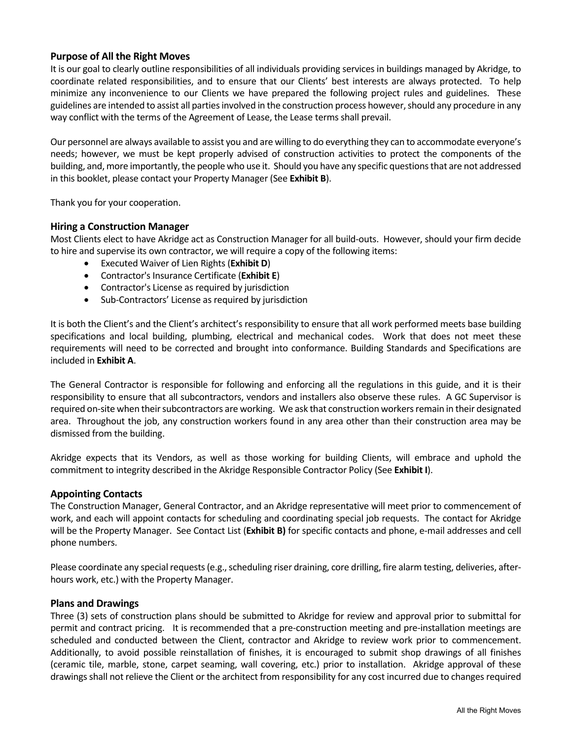## Purpose of All the Right Moves

It is our goal to clearly outline responsibilities of all individuals providing services in buildings managed by Akridge, to coordinate related responsibilities, and to ensure that our Clients' best interests are always protected. To help minimize any inconvenience to our Clients we have prepared the following project rules and guidelines. These guidelines are intended to assist all parties involved in the construction process however, should any procedure in any way conflict with the terms of the Agreement of Lease, the Lease terms shall prevail.

Our personnel are always available to assist you and are willing to do everything they can to accommodate everyone's needs; however, we must be kept properly advised of construction activities to protect the components of the building, and, more importantly, the people who use it. Should you have any specific questions that are not addressed in this booklet, please contact your Property Manager (See **Exhibit B**).

Thank you for your cooperation.

## Hiring a Construction Manager

Most Clients elect to have Akridge act as Construction Manager for all build-outs. However, should your firm decide to hire and supervise its own contractor, we will require a copy of the following items:

- Executed Waiver of Lien Rights (**Exhibit D**)
- Contractor's Insurance Certificate (**Exhibit E**)
- Contractor's License as required by jurisdiction
- Sub-Contractors' License as required by jurisdiction

It is both the Client's and the Client's architect's responsibility to ensure that all work performed meets base building specifications and local building, plumbing, electrical and mechanical codes. Work that does not meet these requirements will need to be corrected and brought into conformance. Building Standards and Specifications are included in **Exhibit A**.

The General Contractor is responsible for following and enforcing all the regulations in this guide, and it is their responsibility to ensure that all subcontractors, vendors and installers also observe these rules. A GC Supervisor is required on-site when their subcontractors are working. We ask that construction workers remain in their designated area. Throughout the job, any construction workers found in any area other than their construction area may be dismissed from the building.

Akridge expects that its Vendors, as well as those working for building Clients, will embrace and uphold the commitment to integrity described in the Akridge Responsible Contractor Policy (See **Exhibit I**).

## Appointing Contacts

The Construction Manager, General Contractor, and an Akridge representative will meet prior to commencement of work, and each will appoint contacts for scheduling and coordinating special job requests. The contact for Akridge will be the Property Manager. See Contact List (**Exhibit B)** for specific contacts and phone, e-mail addresses and cell phone numbers.

Please coordinate any special requests (e.g., scheduling riser draining, core drilling, fire alarm testing, deliveries, after-hours work, etc.) with the Property Manager.

## Plans and Drawings

Three (3) sets of construction plans should be submitted to Akridge for review and approval prior to submittal for permit and contract pricing. It is recommended that a pre-construction meeting and pre-installation meetings are scheduled and conducted between the Client, contractor and Akridge to review work prior to commencement. Additionally, to avoid possible reinstallation of finishes, it is encouraged to submit shop drawings of all finishes (ceramic tile, marble, stone, carpet seaming, wall covering, etc.) prior to installation. Akridge approval of these drawings shall not relieve the Client or the architect from responsibility for any cost incurred due to changes required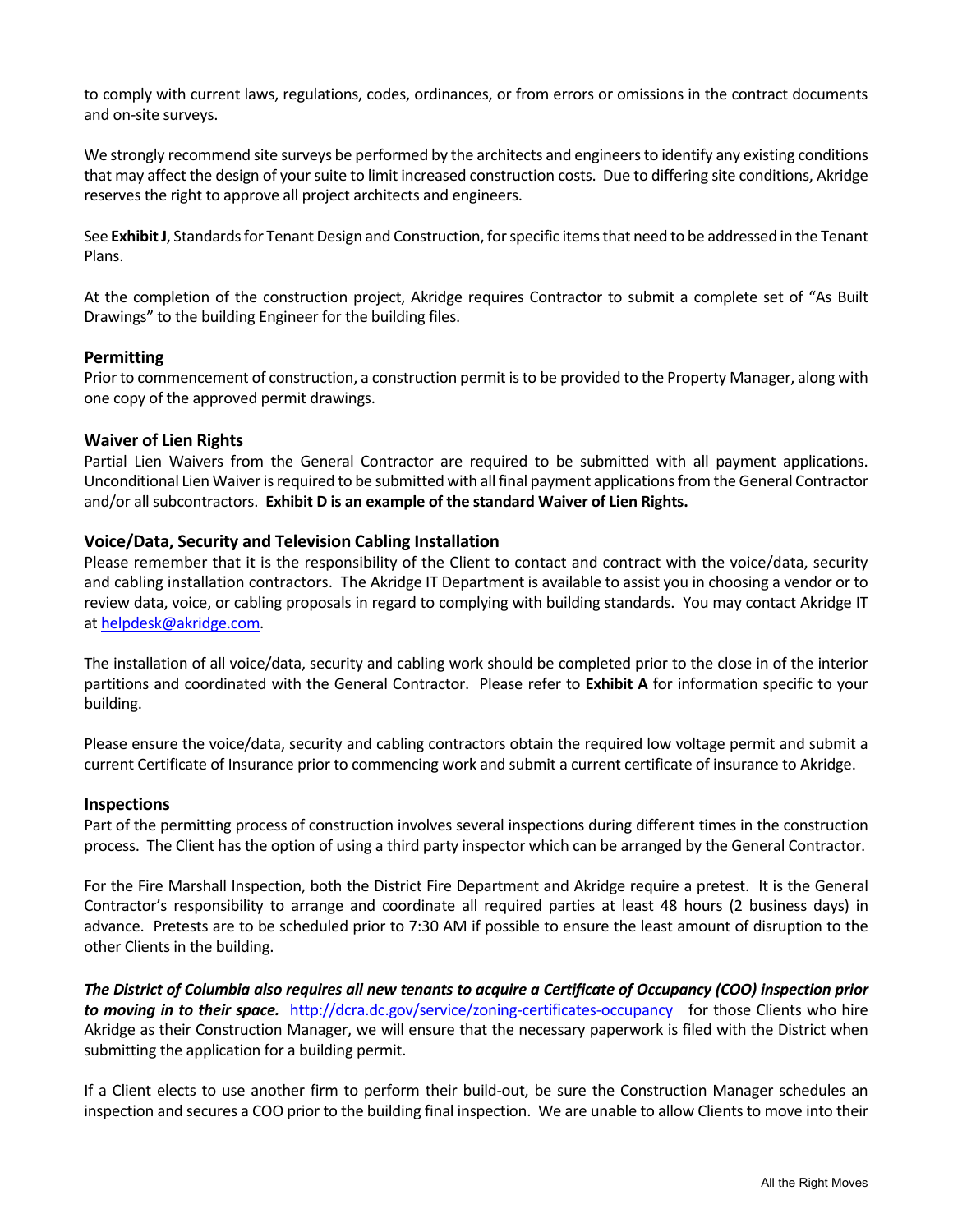to comply with current laws, regulations, codes, ordinances, or from errors or omissions in the contract documents and on-site surveys.

We strongly recommend site surveys be performed by the architects and engineers to identify any existing conditions that may affect the design of your suite to limit increased construction costs. Due to differing site conditions, Akridge reserves the right to approve all project architects and engineers.

See **Exhibit J**, Standards for Tenant Design and Construction, for specific items that need to be addressed in the Tenant Plans.

At the completion of the construction project, Akridge requires Contractor to submit a complete set of "As Built Drawings" to the building Engineer for the building files.

### Permitting

Prior to commencement of construction, a construction permit is to be provided to the Property Manager, along with one copy of the approved permit drawings.

### Waiver of Lien Rights

Partial Lien Waivers from the General Contractor are required to be submitted with all payment applications. Unconditional Lien Waiver is required to be submitted with all final payment applications from the General Contractor and/or all subcontractors. **Exhibit D is an example of the standard Waiver of Lien Rights.**

### Voice/Data, Security and Television Cabling Installation

Please remember that it is the responsibility of the Client to contact and contract with the voice/data, security and cabling installation contractors. The Akridge IT Department is available to assist you in choosing a vendor or to review data, voice, or cabling proposals in regard to complying with building standards. You may contact Akridge IT at helpdesk@akridge.com.

The installation of all voice/data, security and cabling work should be completed prior to the close in of the interior partitions and coordinated with the General Contractor. Please refer to **Exhibit A** for information specific to your building.

Please ensure the voice/data, security and cabling contractors obtain the required low voltage permit and submit a current Certificate of Insurance prior to commencing work and submit a current certificate of insurance to Akridge.

### Inspections

Part of the permitting process of construction involves several inspections during different times in the construction process. The Client has the option of using a third party inspector which can be arranged by the General Contractor.

For the Fire Marshall Inspection, both the District Fire Department and Akridge require a pretest. It is the General Contractor's responsibility to arrange and coordinate all required parties at least 48 hours (2 business days) in advance. Pretests are to be scheduled prior to 7:30 AM if possible to ensure the least amount of disruption to the other Clients in the building.

***The District of Columbia also requires all new tenants to acquire a Certificate of Occupancy (COO) inspection prior to moving in to their space.*** http://dcra.dc.gov/service/zoning-certificates-occupancy for those Clients who hire Akridge as their Construction Manager, we will ensure that the necessary paperwork is filed with the District when submitting the application for a building permit.

If a Client elects to use another firm to perform their build-out, be sure the Construction Manager schedules an inspection and secures a COO prior to the building final inspection. We are unable to allow Clients to move into their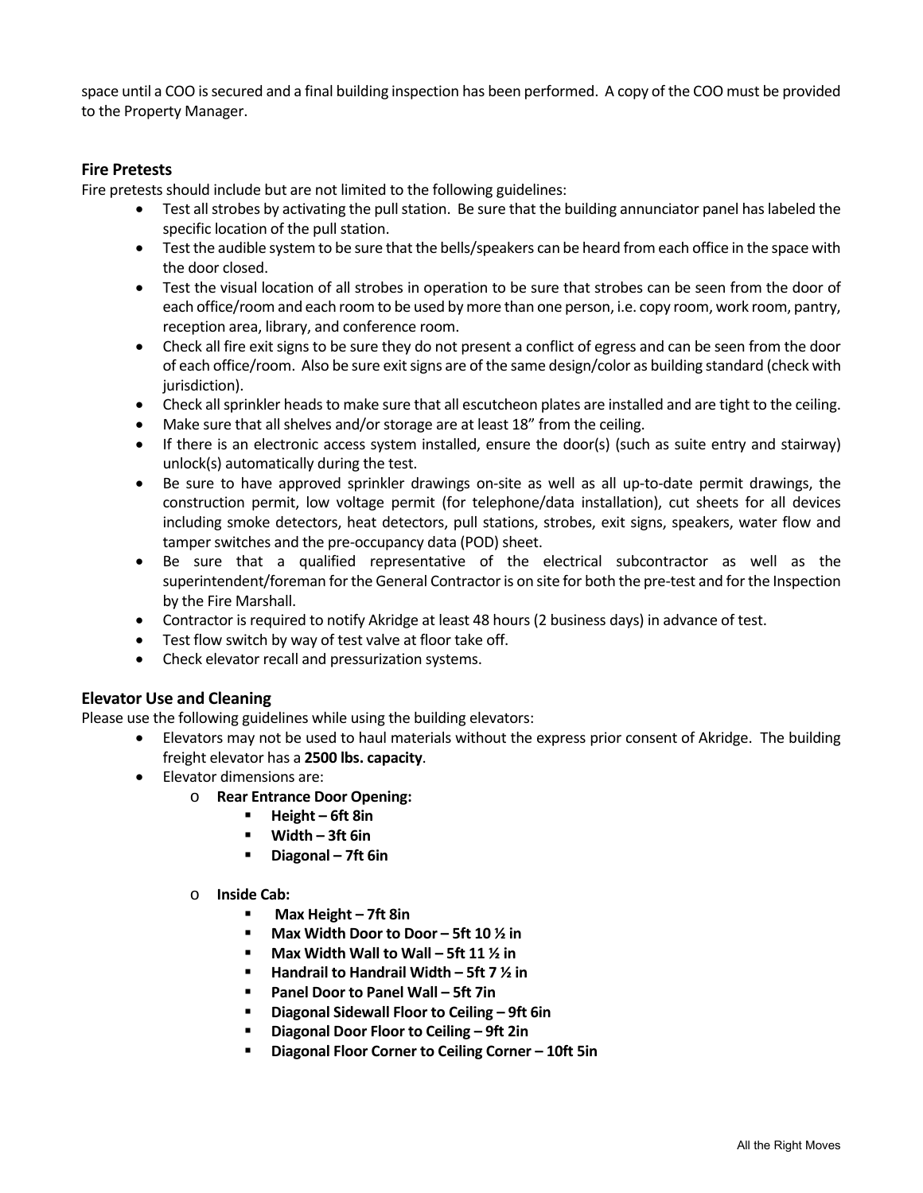space until a COO is secured and a final building inspection has been performed. A copy of the COO must be provided to the Property Manager.

### Fire Pretests

Fire pretests should include but are not limited to the following guidelines:

- Test all strobes by activating the pull station. Be sure that the building annunciator panel has labeled the specific location of the pull station.
- Test the audible system to be sure that the bells/speakers can be heard from each office in the space with the door closed.
- Test the visual location of all strobes in operation to be sure that strobes can be seen from the door of each office/room and each room to be used by more than one person, i.e. copy room, work room, pantry, reception area, library, and conference room.
- Check all fire exit signs to be sure they do not present a conflict of egress and can be seen from the door of each office/room. Also be sure exit signs are of the same design/color as building standard (check with jurisdiction).
- Check all sprinkler heads to make sure that all escutcheon plates are installed and are tight to the ceiling.
- Make sure that all shelves and/or storage are at least 18" from the ceiling.
- If there is an electronic access system installed, ensure the door(s) (such as suite entry and stairway) unlock(s) automatically during the test.
- Be sure to have approved sprinkler drawings on-site as well as all up-to-date permit drawings, the construction permit, low voltage permit (for telephone/data installation), cut sheets for all devices including smoke detectors, heat detectors, pull stations, strobes, exit signs, speakers, water flow and tamper switches and the pre-occupancy data (POD) sheet.
- Be sure that a qualified representative of the electrical subcontractor as well as the superintendent/foreman for the General Contractor is on site for both the pre-test and for the Inspection by the Fire Marshall.
- Contractor is required to notify Akridge at least 48 hours (2 business days) in advance of test.
- Test flow switch by way of test valve at floor take off.
- Check elevator recall and pressurization systems.

### Elevator Use and Cleaning

Please use the following guidelines while using the building elevators:

- Elevators may not be used to haul materials without the express prior consent of Akridge. The building freight elevator has a **2500 lbs. capacity**.
- Elevator dimensions are:
  - **Rear Entrance Door Opening:**
    - **Height – 6ft 8in**
    - **Width – 3ft 6in**
    - **Diagonal – 7ft 6in**
  - **Inside Cab:**
    - **Max Height – 7ft 8in**
    - **Max Width Door to Door – 5ft 10 ½ in**
    - **Max Width Wall to Wall – 5ft 11 ½ in**
    - **Handrail to Handrail Width – 5ft 7 ½ in**
    - **Panel Door to Panel Wall – 5ft 7in**
    - **Diagonal Sidewall Floor to Ceiling – 9ft 6in**
    - **Diagonal Door Floor to Ceiling – 9ft 2in**
    - **Diagonal Floor Corner to Ceiling Corner – 10ft 5in**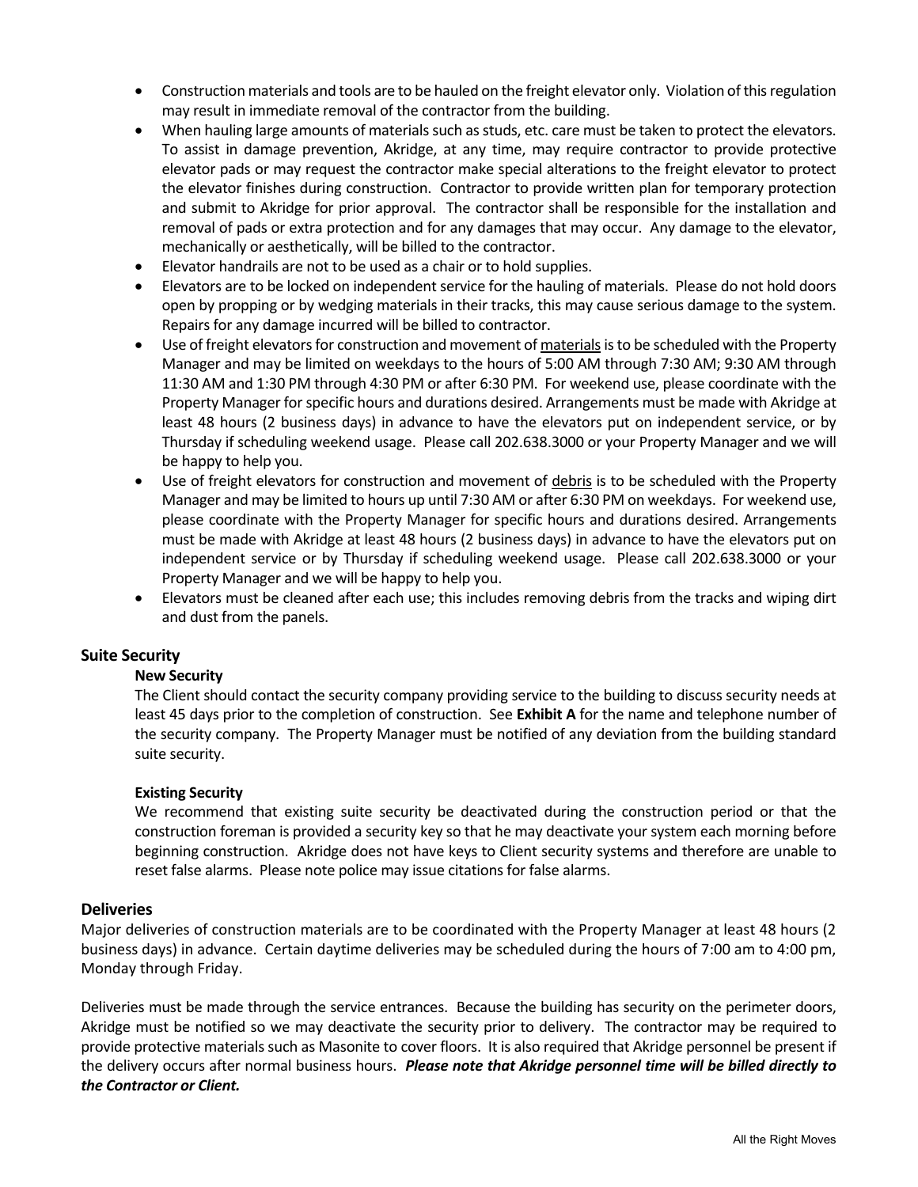- Construction materials and tools are to be hauled on the freight elevator only. Violation of this regulation may result in immediate removal of the contractor from the building.
- When hauling large amounts of materials such as studs, etc. care must be taken to protect the elevators. To assist in damage prevention, Akridge, at any time, may require contractor to provide protective elevator pads or may request the contractor make special alterations to the freight elevator to protect the elevator finishes during construction. Contractor to provide written plan for temporary protection and submit to Akridge for prior approval. The contractor shall be responsible for the installation and removal of pads or extra protection and for any damages that may occur. Any damage to the elevator, mechanically or aesthetically, will be billed to the contractor.
- Elevator handrails are not to be used as a chair or to hold supplies.
- Elevators are to be locked on independent service for the hauling of materials. Please do not hold doors open by propping or by wedging materials in their tracks, this may cause serious damage to the system. Repairs for any damage incurred will be billed to contractor.
- Use of freight elevators for construction and movement of <u>materials</u> is to be scheduled with the Property Manager and may be limited on weekdays to the hours of 5:00 AM through 7:30 AM; 9:30 AM through 11:30 AM and 1:30 PM through 4:30 PM or after 6:30 PM. For weekend use, please coordinate with the Property Manager for specific hours and durations desired. Arrangements must be made with Akridge at least 48 hours (2 business days) in advance to have the elevators put on independent service, or by Thursday if scheduling weekend usage. Please call 202.638.3000 or your Property Manager and we will be happy to help you.
- Use of freight elevators for construction and movement of <u>debris</u> is to be scheduled with the Property Manager and may be limited to hours up until 7:30 AM or after 6:30 PM on weekdays. For weekend use, please coordinate with the Property Manager for specific hours and durations desired. Arrangements must be made with Akridge at least 48 hours (2 business days) in advance to have the elevators put on independent service or by Thursday if scheduling weekend usage. Please call 202.638.3000 or your Property Manager and we will be happy to help you.
- Elevators must be cleaned after each use; this includes removing debris from the tracks and wiping dirt and dust from the panels.

## Suite Security

### New Security

The Client should contact the security company providing service to the building to discuss security needs at least 45 days prior to the completion of construction. See **Exhibit A** for the name and telephone number of the security company. The Property Manager must be notified of any deviation from the building standard suite security.

### Existing Security

We recommend that existing suite security be deactivated during the construction period or that the construction foreman is provided a security key so that he may deactivate your system each morning before beginning construction. Akridge does not have keys to Client security systems and therefore are unable to reset false alarms. Please note police may issue citations for false alarms.

## Deliveries

Major deliveries of construction materials are to be coordinated with the Property Manager at least 48 hours (2 business days) in advance. Certain daytime deliveries may be scheduled during the hours of 7:00 am to 4:00 pm, Monday through Friday.

Deliveries must be made through the service entrances. Because the building has security on the perimeter doors, Akridge must be notified so we may deactivate the security prior to delivery. The contractor may be required to provide protective materials such as Masonite to cover floors. It is also required that Akridge personnel be present if the delivery occurs after normal business hours. ***Please note that Akridge personnel time will be billed directly to the Contractor or Client.***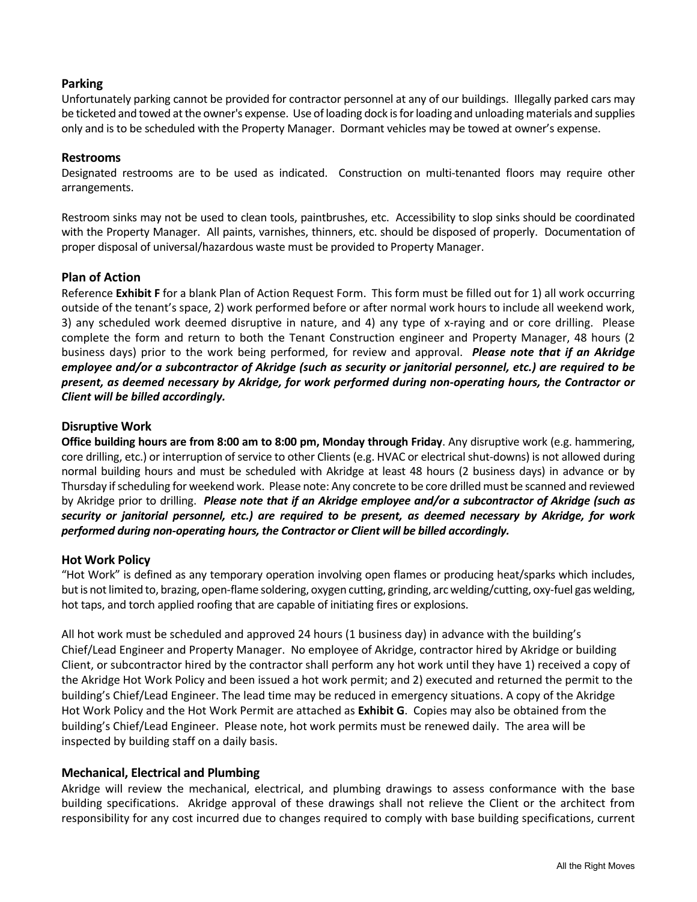## Parking

Unfortunately parking cannot be provided for contractor personnel at any of our buildings. Illegally parked cars may be ticketed and towed at the owner's expense. Use of loading dock is for loading and unloading materials and supplies only and is to be scheduled with the Property Manager. Dormant vehicles may be towed at owner's expense.

## Restrooms

Designated restrooms are to be used as indicated. Construction on multi-tenanted floors may require other arrangements.

Restroom sinks may not be used to clean tools, paintbrushes, etc. Accessibility to slop sinks should be coordinated with the Property Manager. All paints, varnishes, thinners, etc. should be disposed of properly. Documentation of proper disposal of universal/hazardous waste must be provided to Property Manager.

## Plan of Action

Reference **Exhibit F** for a blank Plan of Action Request Form. This form must be filled out for 1) all work occurring outside of the tenant's space, 2) work performed before or after normal work hours to include all weekend work, 3) any scheduled work deemed disruptive in nature, and 4) any type of x-raying and or core drilling. Please complete the form and return to both the Tenant Construction engineer and Property Manager, 48 hours (2 business days) prior to the work being performed, for review and approval. ***Please note that if an Akridge employee and/or a subcontractor of Akridge (such as security or janitorial personnel, etc.) are required to be present, as deemed necessary by Akridge, for work performed during non-operating hours, the Contractor or Client will be billed accordingly.***

## Disruptive Work

**Office building hours are from 8:00 am to 8:00 pm, Monday through Friday**. Any disruptive work (e.g. hammering, core drilling, etc.) or interruption of service to other Clients (e.g. HVAC or electrical shut-downs) is not allowed during normal building hours and must be scheduled with Akridge at least 48 hours (2 business days) in advance or by Thursday if scheduling for weekend work. Please note: Any concrete to be core drilled must be scanned and reviewed by Akridge prior to drilling. ***Please note that if an Akridge employee and/or a subcontractor of Akridge (such as security or janitorial personnel, etc.) are required to be present, as deemed necessary by Akridge, for work performed during non-operating hours, the Contractor or Client will be billed accordingly.***

## Hot Work Policy

"Hot Work" is defined as any temporary operation involving open flames or producing heat/sparks which includes, but is not limited to, brazing, open-flame soldering, oxygen cutting, grinding, arc welding/cutting, oxy-fuel gas welding, hot taps, and torch applied roofing that are capable of initiating fires or explosions.

All hot work must be scheduled and approved 24 hours (1 business day) in advance with the building's Chief/Lead Engineer and Property Manager. No employee of Akridge, contractor hired by Akridge or building Client, or subcontractor hired by the contractor shall perform any hot work until they have 1) received a copy of the Akridge Hot Work Policy and been issued a hot work permit; and 2) executed and returned the permit to the building's Chief/Lead Engineer. The lead time may be reduced in emergency situations. A copy of the Akridge Hot Work Policy and the Hot Work Permit are attached as **Exhibit G**. Copies may also be obtained from the building's Chief/Lead Engineer. Please note, hot work permits must be renewed daily. The area will be inspected by building staff on a daily basis.

## Mechanical, Electrical and Plumbing

Akridge will review the mechanical, electrical, and plumbing drawings to assess conformance with the base building specifications. Akridge approval of these drawings shall not relieve the Client or the architect from responsibility for any cost incurred due to changes required to comply with base building specifications, current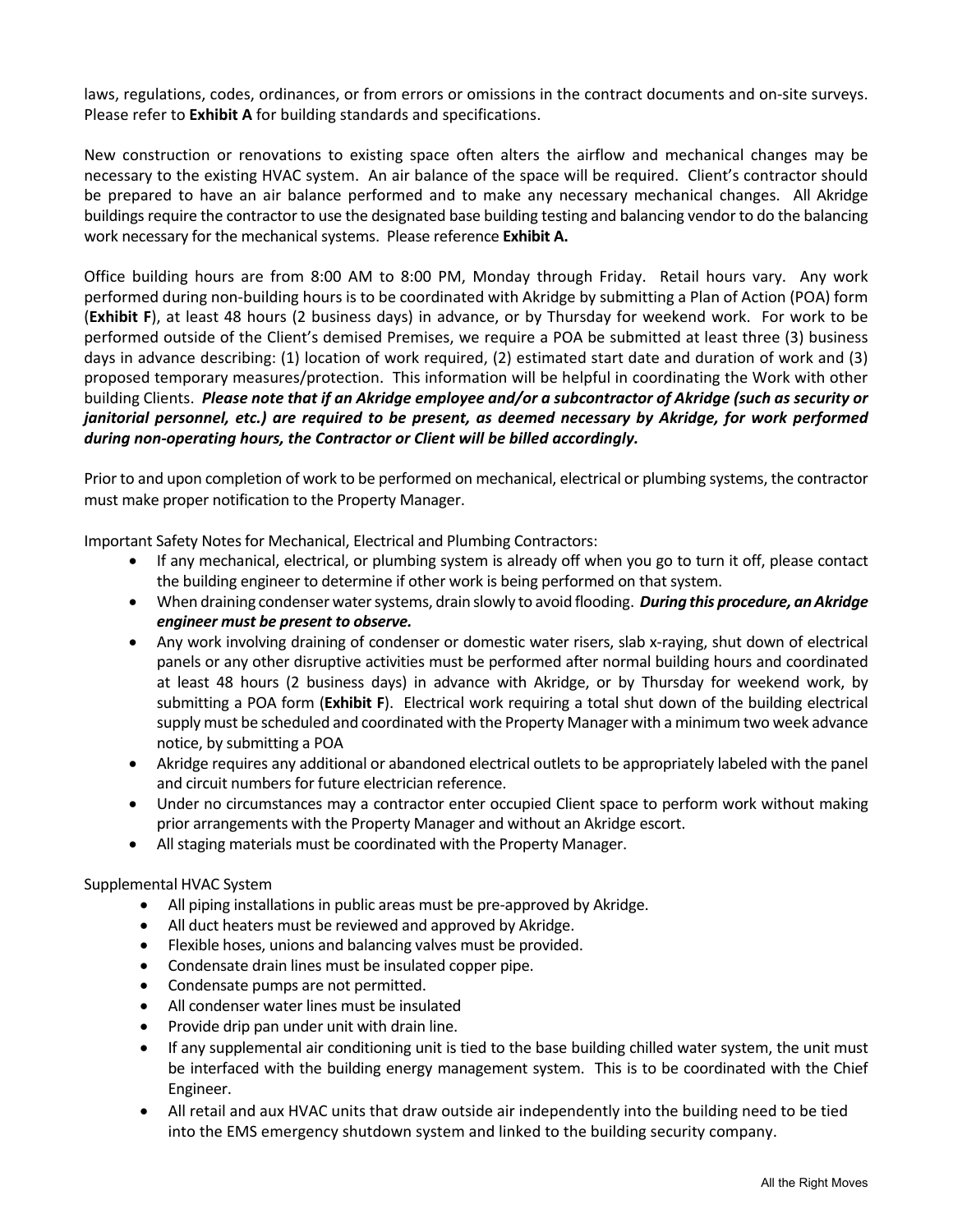laws, regulations, codes, ordinances, or from errors or omissions in the contract documents and on-site surveys. Please refer to **Exhibit A** for building standards and specifications.

New construction or renovations to existing space often alters the airflow and mechanical changes may be necessary to the existing HVAC system. An air balance of the space will be required. Client's contractor should be prepared to have an air balance performed and to make any necessary mechanical changes. All Akridge buildings require the contractor to use the designated base building testing and balancing vendor to do the balancing work necessary for the mechanical systems. Please reference **Exhibit A.**

Office building hours are from 8:00 AM to 8:00 PM, Monday through Friday. Retail hours vary. Any work performed during non-building hours is to be coordinated with Akridge by submitting a Plan of Action (POA) form (**Exhibit F**), at least 48 hours (2 business days) in advance, or by Thursday for weekend work. For work to be performed outside of the Client's demised Premises, we require a POA be submitted at least three (3) business days in advance describing: (1) location of work required, (2) estimated start date and duration of work and (3) proposed temporary measures/protection. This information will be helpful in coordinating the Work with other building Clients. ***Please note that if an Akridge employee and/or a subcontractor of Akridge (such as security or janitorial personnel, etc.) are required to be present, as deemed necessary by Akridge, for work performed during non-operating hours, the Contractor or Client will be billed accordingly.***

Prior to and upon completion of work to be performed on mechanical, electrical or plumbing systems, the contractor must make proper notification to the Property Manager.

Important Safety Notes for Mechanical, Electrical and Plumbing Contractors:

- If any mechanical, electrical, or plumbing system is already off when you go to turn it off, please contact the building engineer to determine if other work is being performed on that system.
- When draining condenser water systems, drain slowly to avoid flooding. ***During this procedure, an Akridge engineer must be present to observe.***
- Any work involving draining of condenser or domestic water risers, slab x-raying, shut down of electrical panels or any other disruptive activities must be performed after normal building hours and coordinated at least 48 hours (2 business days) in advance with Akridge, or by Thursday for weekend work, by submitting a POA form (**Exhibit F**). Electrical work requiring a total shut down of the building electrical supply must be scheduled and coordinated with the Property Manager with a minimum two week advance notice, by submitting a POA
- Akridge requires any additional or abandoned electrical outlets to be appropriately labeled with the panel and circuit numbers for future electrician reference.
- Under no circumstances may a contractor enter occupied Client space to perform work without making prior arrangements with the Property Manager and without an Akridge escort.
- All staging materials must be coordinated with the Property Manager.

Supplemental HVAC System

- All piping installations in public areas must be pre-approved by Akridge.
- All duct heaters must be reviewed and approved by Akridge.
- Flexible hoses, unions and balancing valves must be provided.
- Condensate drain lines must be insulated copper pipe.
- Condensate pumps are not permitted.
- All condenser water lines must be insulated
- Provide drip pan under unit with drain line.
- If any supplemental air conditioning unit is tied to the base building chilled water system, the unit must be interfaced with the building energy management system. This is to be coordinated with the Chief Engineer.
- All retail and aux HVAC units that draw outside air independently into the building need to be tied into the EMS emergency shutdown system and linked to the building security company.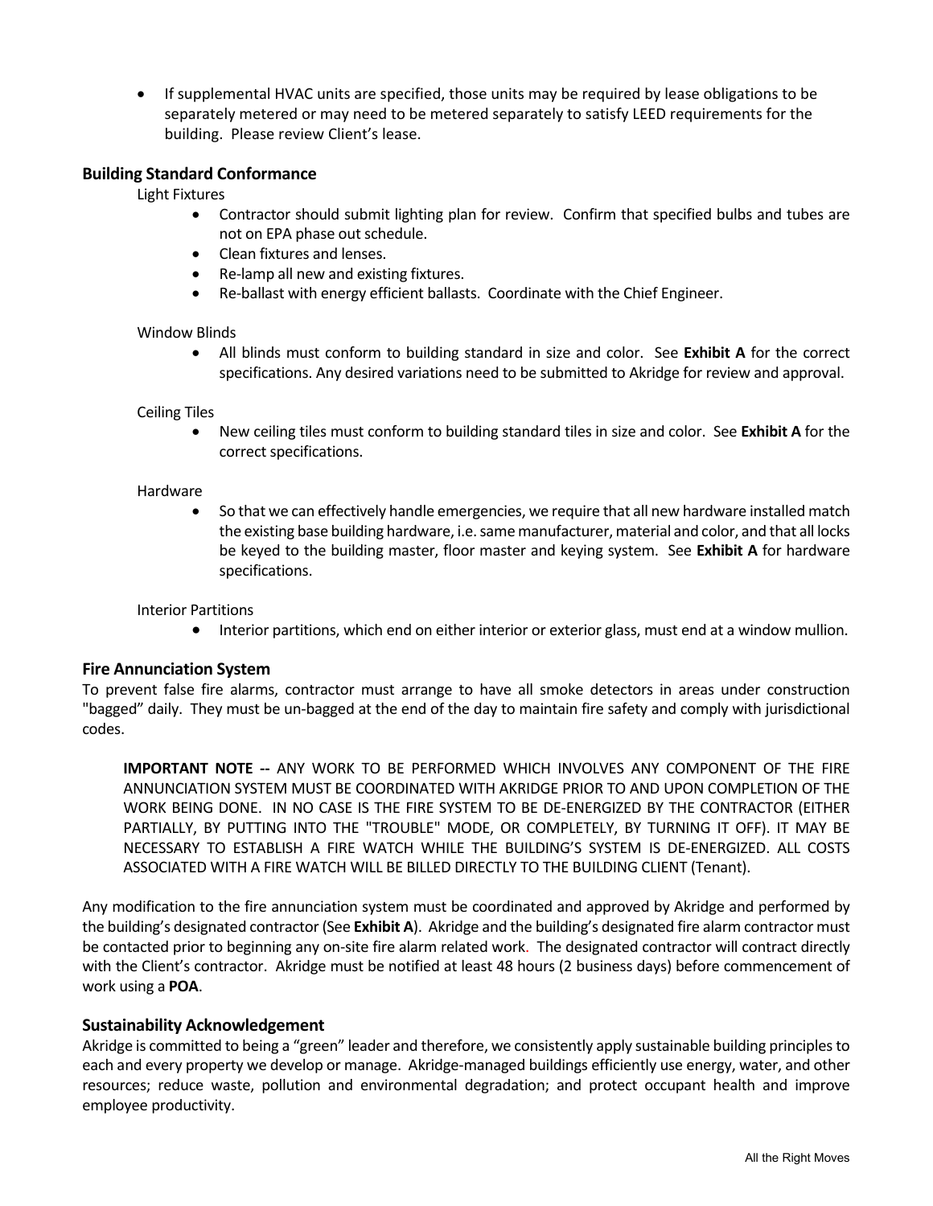- If supplemental HVAC units are specified, those units may be required by lease obligations to be separately metered or may need to be metered separately to satisfy LEED requirements for the building. Please review Client's lease.

### Building Standard Conformance

Light Fixtures

- Contractor should submit lighting plan for review. Confirm that specified bulbs and tubes are not on EPA phase out schedule.
- Clean fixtures and lenses.
- Re-lamp all new and existing fixtures.
- Re-ballast with energy efficient ballasts. Coordinate with the Chief Engineer.

Window Blinds

- All blinds must conform to building standard in size and color. See **Exhibit A** for the correct specifications. Any desired variations need to be submitted to Akridge for review and approval.

Ceiling Tiles

- New ceiling tiles must conform to building standard tiles in size and color. See **Exhibit A** for the correct specifications.

Hardware

- So that we can effectively handle emergencies, we require that all new hardware installed match the existing base building hardware, i.e. same manufacturer, material and color, and that all locks be keyed to the building master, floor master and keying system. See **Exhibit A** for hardware specifications.

Interior Partitions

- Interior partitions, which end on either interior or exterior glass, must end at a window mullion.

### Fire Annunciation System

To prevent false fire alarms, contractor must arrange to have all smoke detectors in areas under construction "bagged" daily. They must be un-bagged at the end of the day to maintain fire safety and comply with jurisdictional codes.

> **IMPORTANT NOTE --** ANY WORK TO BE PERFORMED WHICH INVOLVES ANY COMPONENT OF THE FIRE ANNUNCIATION SYSTEM MUST BE COORDINATED WITH AKRIDGE PRIOR TO AND UPON COMPLETION OF THE WORK BEING DONE. IN NO CASE IS THE FIRE SYSTEM TO BE DE-ENERGIZED BY THE CONTRACTOR (EITHER PARTIALLY, BY PUTTING INTO THE "TROUBLE" MODE, OR COMPLETELY, BY TURNING IT OFF). IT MAY BE NECESSARY TO ESTABLISH A FIRE WATCH WHILE THE BUILDING'S SYSTEM IS DE-ENERGIZED. ALL COSTS ASSOCIATED WITH A FIRE WATCH WILL BE BILLED DIRECTLY TO THE BUILDING CLIENT (Tenant).

Any modification to the fire annunciation system must be coordinated and approved by Akridge and performed by the building's designated contractor (See **Exhibit A**). Akridge and the building's designated fire alarm contractor must be contacted prior to beginning any on-site fire alarm related work. The designated contractor will contract directly with the Client's contractor. Akridge must be notified at least 48 hours (2 business days) before commencement of work using a **POA**.

### Sustainability Acknowledgement

Akridge is committed to being a "green" leader and therefore, we consistently apply sustainable building principles to each and every property we develop or manage. Akridge-managed buildings efficiently use energy, water, and other resources; reduce waste, pollution and environmental degradation; and protect occupant health and improve employee productivity.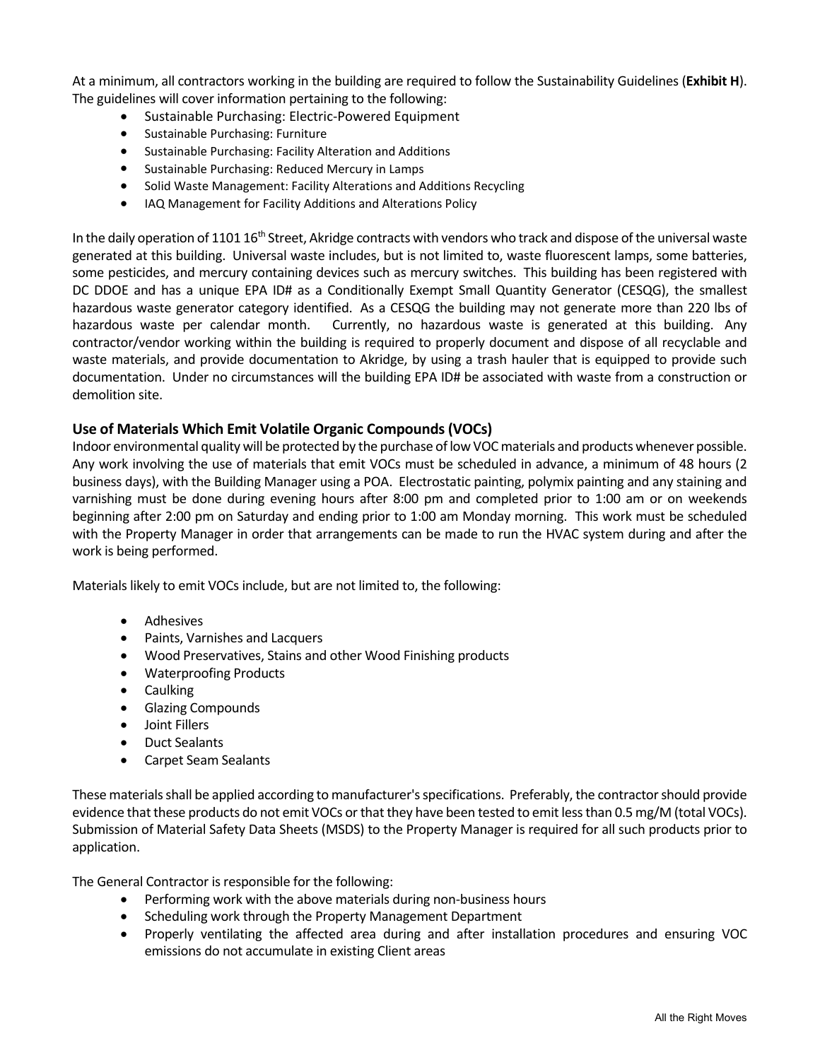At a minimum, all contractors working in the building are required to follow the Sustainability Guidelines (**Exhibit H**). The guidelines will cover information pertaining to the following:

- Sustainable Purchasing: Electric-Powered Equipment
- Sustainable Purchasing: Furniture
- Sustainable Purchasing: Facility Alteration and Additions
- Sustainable Purchasing: Reduced Mercury in Lamps
- Solid Waste Management: Facility Alterations and Additions Recycling
- IAQ Management for Facility Additions and Alterations Policy

In the daily operation of 1101 16th Street, Akridge contracts with vendors who track and dispose of the universal waste generated at this building. Universal waste includes, but is not limited to, waste fluorescent lamps, some batteries, some pesticides, and mercury containing devices such as mercury switches. This building has been registered with DC DDOE and has a unique EPA ID# as a Conditionally Exempt Small Quantity Generator (CESQG), the smallest hazardous waste generator category identified. As a CESQG the building may not generate more than 220 lbs of hazardous waste per calendar month. Currently, no hazardous waste is generated at this building. Any contractor/vendor working within the building is required to properly document and dispose of all recyclable and waste materials, and provide documentation to Akridge, by using a trash hauler that is equipped to provide such documentation. Under no circumstances will the building EPA ID# be associated with waste from a construction or demolition site.

### Use of Materials Which Emit Volatile Organic Compounds (VOCs)

Indoor environmental quality will be protected by the purchase of low VOC materials and products whenever possible. Any work involving the use of materials that emit VOCs must be scheduled in advance, a minimum of 48 hours (2 business days), with the Building Manager using a POA. Electrostatic painting, polymix painting and any staining and varnishing must be done during evening hours after 8:00 pm and completed prior to 1:00 am or on weekends beginning after 2:00 pm on Saturday and ending prior to 1:00 am Monday morning. This work must be scheduled with the Property Manager in order that arrangements can be made to run the HVAC system during and after the work is being performed.

Materials likely to emit VOCs include, but are not limited to, the following:

- Adhesives
- Paints, Varnishes and Lacquers
- Wood Preservatives, Stains and other Wood Finishing products
- Waterproofing Products
- Caulking
- Glazing Compounds
- Joint Fillers
- Duct Sealants
- Carpet Seam Sealants

These materials shall be applied according to manufacturer's specifications. Preferably, the contractor should provide evidence that these products do not emit VOCs or that they have been tested to emit less than 0.5 mg/M (total VOCs). Submission of Material Safety Data Sheets (MSDS) to the Property Manager is required for all such products prior to application.

The General Contractor is responsible for the following:

- Performing work with the above materials during non-business hours
- Scheduling work through the Property Management Department
- Properly ventilating the affected area during and after installation procedures and ensuring VOC emissions do not accumulate in existing Client areas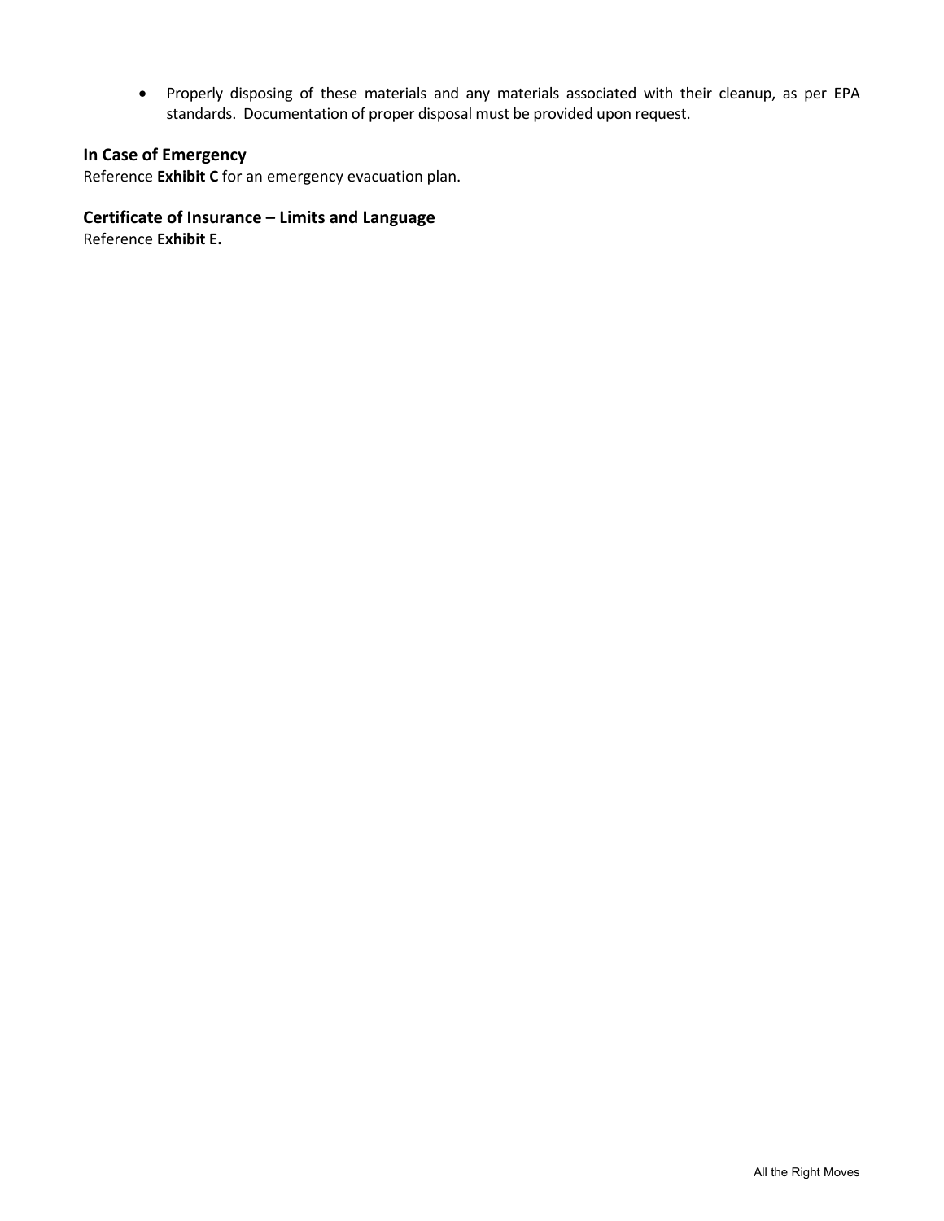- Properly disposing of these materials and any materials associated with their cleanup, as per EPA standards. Documentation of proper disposal must be provided upon request.

### In Case of Emergency

Reference **Exhibit C** for an emergency evacuation plan.

### Certificate of Insurance – Limits and Language

Reference **Exhibit E.**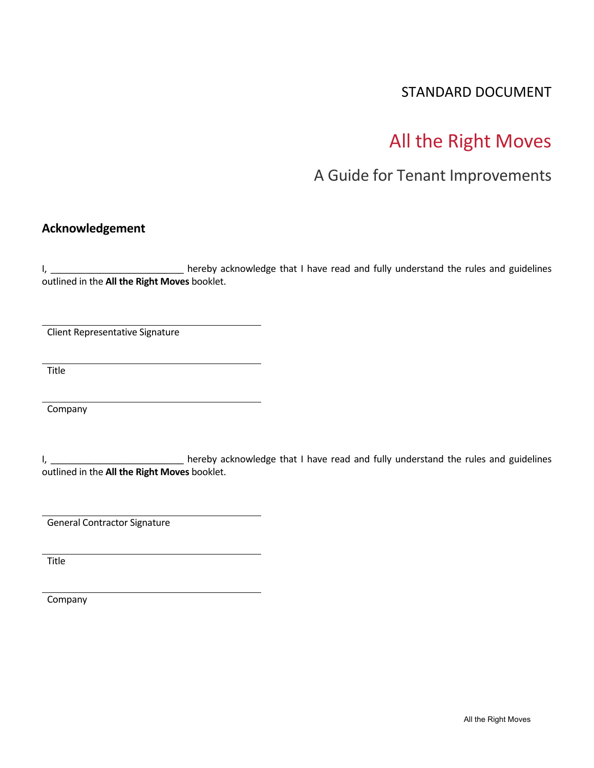STANDARD DOCUMENT

# All the Right Moves

## A Guide for Tenant Improvements

### Acknowledgement

I, ___________________________ hereby acknowledge that I have read and fully understand the rules and guidelines outlined in the **All the Right Moves** booklet.

_________________________________________
Client Representative Signature

_________________________________________
Title

_________________________________________
Company

I, ___________________________ hereby acknowledge that I have read and fully understand the rules and guidelines outlined in the **All the Right Moves** booklet.

_________________________________________
General Contractor Signature

_________________________________________
Title

_________________________________________
Company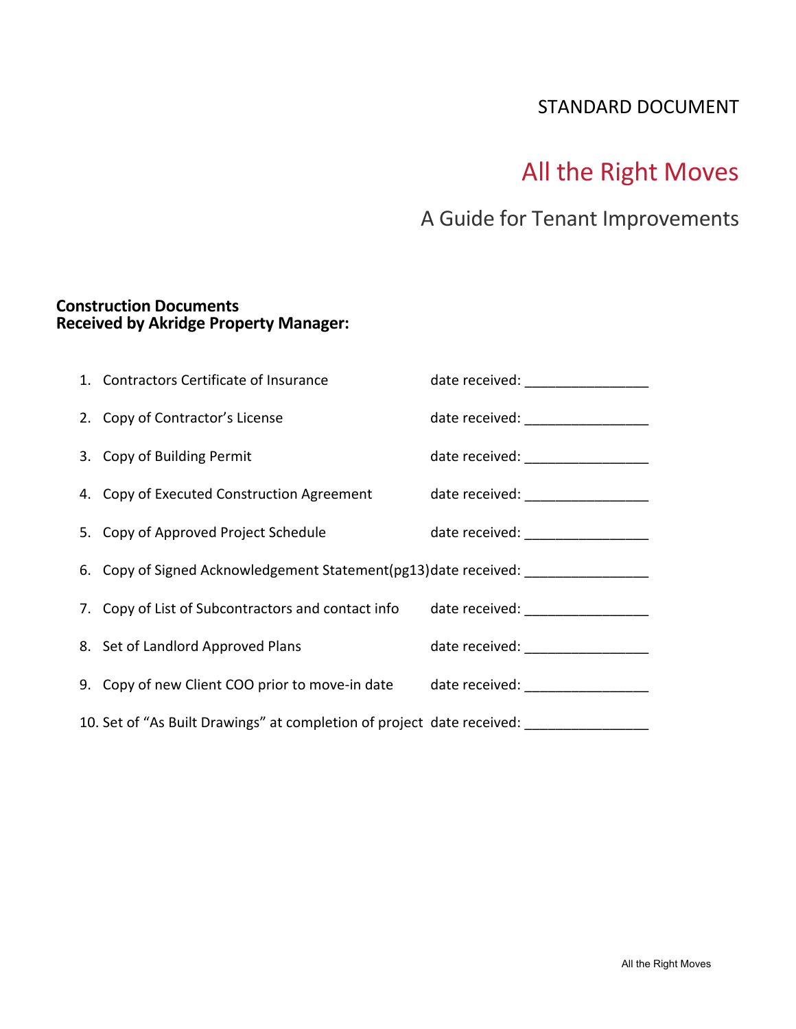STANDARD DOCUMENT

# All the Right Moves

## A Guide for Tenant Improvements

**Construction Documents**
**Received by Akridge Property Manager:**

1. Contractors Certificate of Insurance date received: ________________
2. Copy of Contractor's License date received: ________________
3. Copy of Building Permit date received: ________________
4. Copy of Executed Construction Agreement date received: ________________
5. Copy of Approved Project Schedule date received: ________________
6. Copy of Signed Acknowledgement Statement(pg13)date received: ________________
7. Copy of List of Subcontractors and contact info date received: ________________
8. Set of Landlord Approved Plans date received: ________________
9. Copy of new Client COO prior to move-in date date received: ________________
10. Set of "As Built Drawings" at completion of project date received: ________________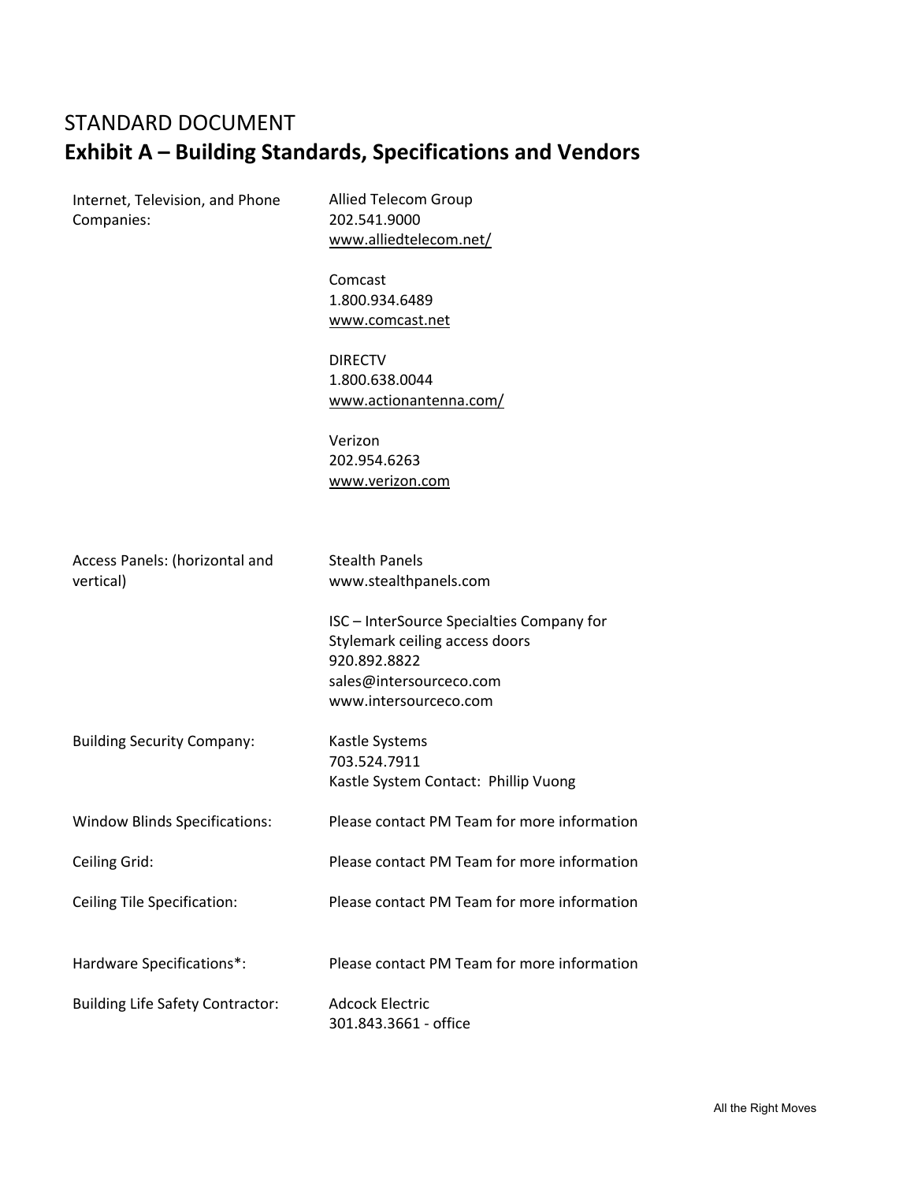# STANDARD DOCUMENT

## Exhibit A – Building Standards, Specifications and Vendors

| | |
|---|---|
| Internet, Television, and Phone Companies: | Allied Telecom Group<br>202.541.9000<br>www.alliedtelecom.net/<br><br>Comcast<br>1.800.934.6489<br>www.comcast.net<br><br>DIRECTV<br>1.800.638.0044<br>www.actionantenna.com/<br><br>Verizon<br>202.954.6263<br>www.verizon.com |
| Access Panels: (horizontal and vertical) | Stealth Panels<br>www.stealthpanels.com<br><br>ISC – InterSource Specialties Company for Stylemark ceiling access doors<br>920.892.8822<br>sales@intersourceco.com<br>www.intersourceco.com |
| Building Security Company: | Kastle Systems<br>703.524.7911<br>Kastle System Contact: Phillip Vuong |
| Window Blinds Specifications: | Please contact PM Team for more information |
| Ceiling Grid: | Please contact PM Team for more information |
| Ceiling Tile Specification: | Please contact PM Team for more information |
| Hardware Specifications*: | Please contact PM Team for more information |
| Building Life Safety Contractor: | Adcock Electric<br>301.843.3661 - office |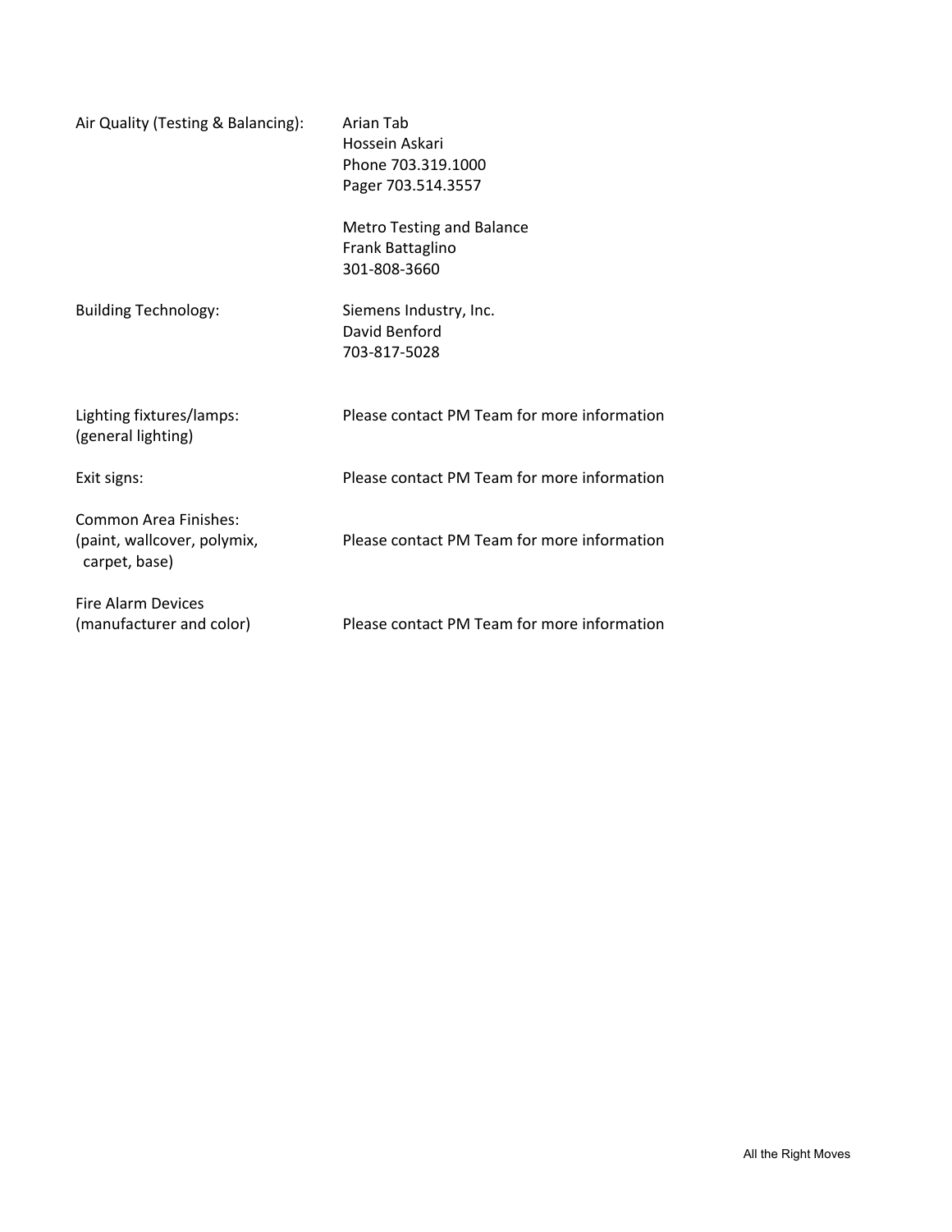| | |
|---|---|
| Air Quality (Testing & Balancing): | Arian Tab<br>Hossein Askari<br>Phone 703.319.1000<br>Pager 703.514.3557<br><br>Metro Testing and Balance<br>Frank Battaglino<br>301-808-3660 |
| Building Technology: | Siemens Industry, Inc.<br>David Benford<br>703-817-5028 |
| Lighting fixtures/lamps:<br>(general lighting) | Please contact PM Team for more information |
| Exit signs: | Please contact PM Team for more information |
| Common Area Finishes:<br>(paint, wallcover, polymix, carpet, base) | Please contact PM Team for more information |
| Fire Alarm Devices<br>(manufacturer and color) | Please contact PM Team for more information |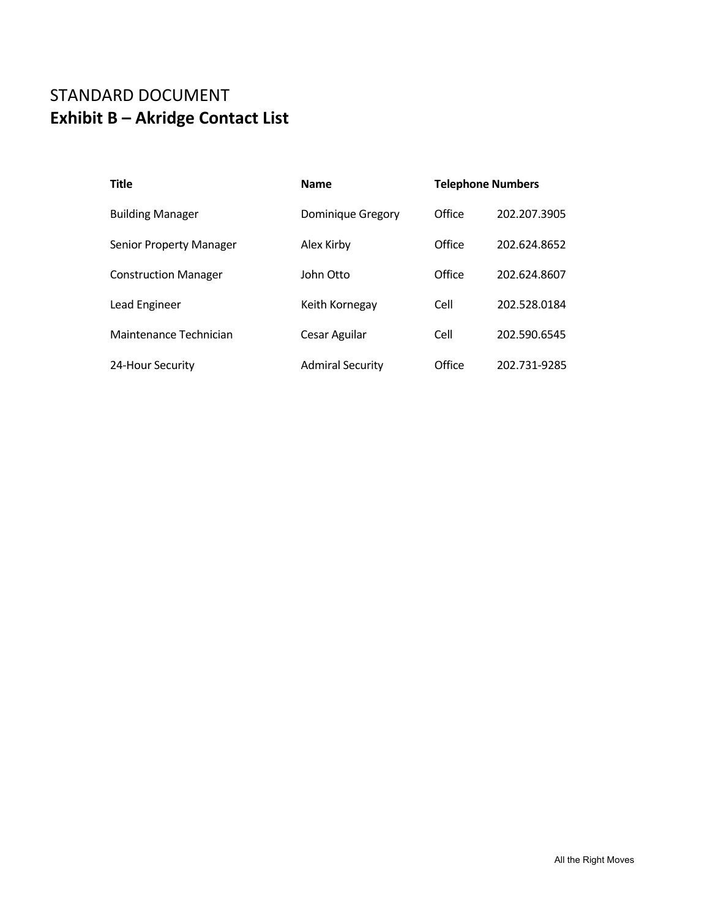STANDARD DOCUMENT

# Exhibit B – Akridge Contact List

| Title | Name | Telephone Numbers | |
|---|---|---|---|
| Building Manager | Dominique Gregory | Office | 202.207.3905 |
| Senior Property Manager | Alex Kirby | Office | 202.624.8652 |
| Construction Manager | John Otto | Office | 202.624.8607 |
| Lead Engineer | Keith Kornegay | Cell | 202.528.0184 |
| Maintenance Technician | Cesar Aguilar | Cell | 202.590.6545 |
| 24-Hour Security | Admiral Security | Office | 202.731-9285 |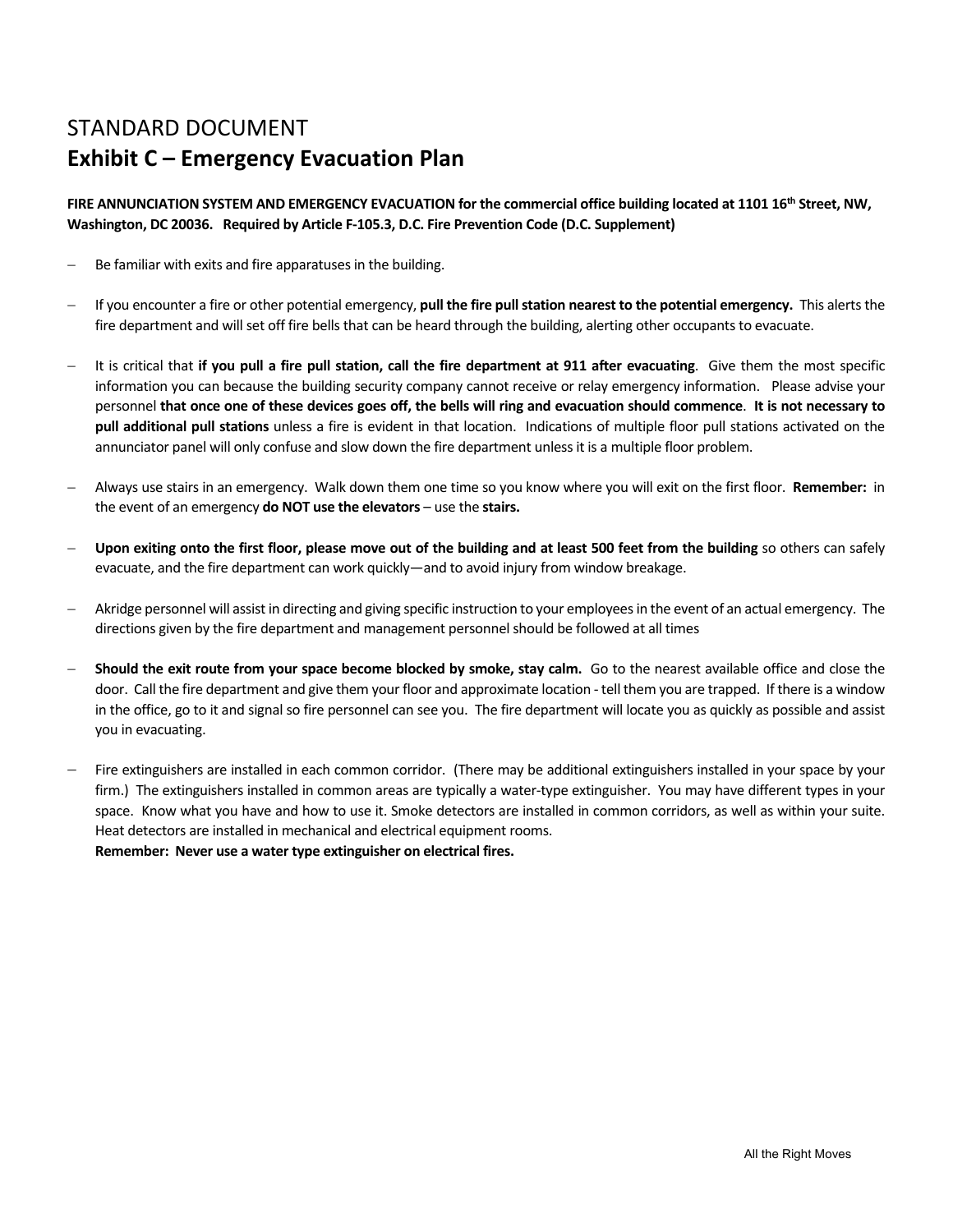STANDARD DOCUMENT

# Exhibit C – Emergency Evacuation Plan

**FIRE ANNUNCIATION SYSTEM AND EMERGENCY EVACUATION for the commercial office building located at 1101 16th Street, NW, Washington, DC 20036. Required by Article F-105.3, D.C. Fire Prevention Code (D.C. Supplement)**

- Be familiar with exits and fire apparatuses in the building.
- If you encounter a fire or other potential emergency, **pull the fire pull station nearest to the potential emergency.** This alerts the fire department and will set off fire bells that can be heard through the building, alerting other occupants to evacuate.
- It is critical that **if you pull a fire pull station, call the fire department at 911 after evacuating**. Give them the most specific information you can because the building security company cannot receive or relay emergency information. Please advise your personnel **that once one of these devices goes off, the bells will ring and evacuation should commence**. **It is not necessary to pull additional pull stations** unless a fire is evident in that location. Indications of multiple floor pull stations activated on the annunciator panel will only confuse and slow down the fire department unless it is a multiple floor problem.
- Always use stairs in an emergency. Walk down them one time so you know where you will exit on the first floor. **Remember:** in the event of an emergency **do NOT use the elevators** – use the **stairs.**
- **Upon exiting onto the first floor, please move out of the building and at least 500 feet from the building** so others can safely evacuate, and the fire department can work quickly—and to avoid injury from window breakage.
- Akridge personnel will assist in directing and giving specific instruction to your employees in the event of an actual emergency. The directions given by the fire department and management personnel should be followed at all times
- **Should the exit route from your space become blocked by smoke, stay calm.** Go to the nearest available office and close the door. Call the fire department and give them your floor and approximate location - tell them you are trapped. If there is a window in the office, go to it and signal so fire personnel can see you. The fire department will locate you as quickly as possible and assist you in evacuating.
- Fire extinguishers are installed in each common corridor. (There may be additional extinguishers installed in your space by your firm.) The extinguishers installed in common areas are typically a water-type extinguisher. You may have different types in your space. Know what you have and how to use it. Smoke detectors are installed in common corridors, as well as within your suite. Heat detectors are installed in mechanical and electrical equipment rooms.
  **Remember: Never use a water type extinguisher on electrical fires.**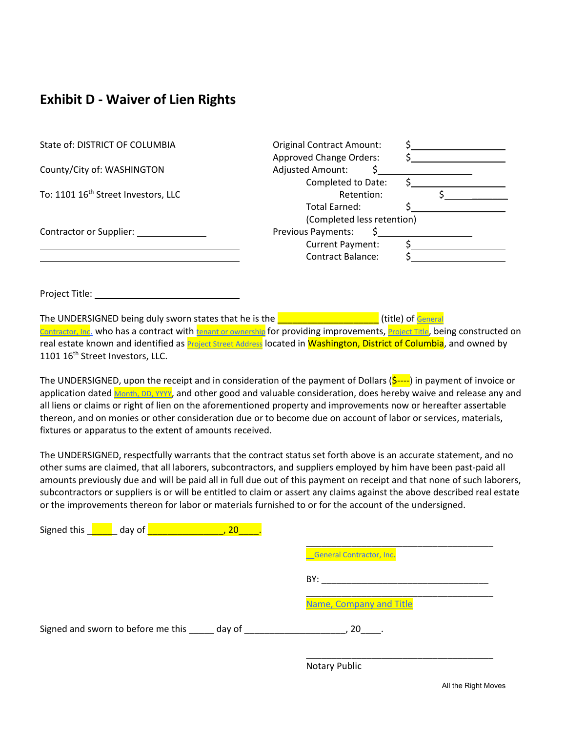# Exhibit D - Waiver of Lien Rights

State of: DISTRICT OF COLUMBIA

County/City of: WASHINGTON

To: 1101 16th Street Investors, LLC

Contractor or Supplier: ______________

_______________________________________________

_______________________________________________

| | |
|---|---|
| Original Contract Amount: | $____________________ |
| Approved Change Orders: | $____________________ |
| Adjusted Amount: | $____________________ |
| Completed to Date: | $____________________ |
| Retention: | $____________________ |
| Total Earned: (Completed less retention) | $____________________ |
| Previous Payments: | $____________________ |
| Current Payment: | $____________________ |
| Contract Balance: | $____________________ |

Project Title: ______________________________

The UNDERSIGNED being duly sworn states that he is the ____________________ (title) of General Contractor, Inc. who has a contract with tenant or ownership for providing improvements, Project Title, being constructed on real estate known and identified as Project Street Address located in Washington, District of Columbia, and owned by 1101 16th Street Investors, LLC.

The UNDERSIGNED, upon the receipt and in consideration of the payment of Dollars ($----) in payment of invoice or application dated Month, DD, YYYY, and other good and valuable consideration, does hereby waive and release any and all liens or claims or right of lien on the aforementioned property and improvements now or hereafter assertable thereon, and on monies or other consideration due or to become due on account of labor or services, materials, fixtures or apparatus to the extent of amounts received.

The UNDERSIGNED, respectfully warrants that the contract status set forth above is an accurate statement, and no other sums are claimed, that all laborers, subcontractors, and suppliers employed by him have been past-paid all amounts previously due and will be paid all in full due out of this payment on receipt and that none of such laborers, subcontractors or suppliers is or will be entitled to claim or assert any claims against the above described real estate or the improvements thereon for labor or materials furnished to or for the account of the undersigned.

Signed this _____ day of _______________, 20____.

_______________________________________
General Contractor, Inc.

BY: _________________________________

_______________________________________
Name, Company and Title

Signed and sworn to before me this _____ day of ____________________, 20____.

_______________________________________
Notary Public

All the Right Moves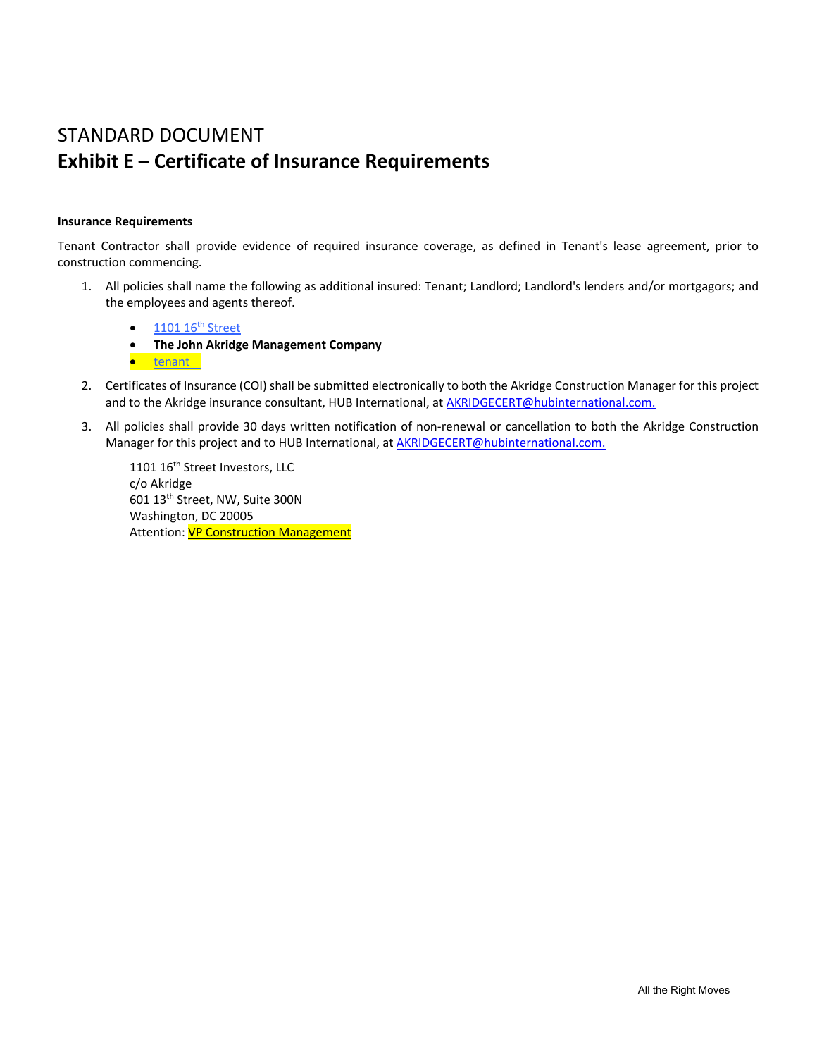# STANDARD DOCUMENT

## Exhibit E – Certificate of Insurance Requirements

**Insurance Requirements**

Tenant Contractor shall provide evidence of required insurance coverage, as defined in Tenant's lease agreement, prior to construction commencing.

1. All policies shall name the following as additional insured: Tenant; Landlord; Landlord's lenders and/or mortgagors; and the employees and agents thereof.

   - 1101 16th Street
   - **The John Akridge Management Company**
   - tenant

2. Certificates of Insurance (COI) shall be submitted electronically to both the Akridge Construction Manager for this project and to the Akridge insurance consultant, HUB International, at AKRIDGECERT@hubinternational.com.

3. All policies shall provide 30 days written notification of non-renewal or cancellation to both the Akridge Construction Manager for this project and to HUB International, at AKRIDGECERT@hubinternational.com.

   1101 16th Street Investors, LLC
   c/o Akridge
   601 13th Street, NW, Suite 300N
   Washington, DC 20005
   Attention: VP Construction Management

All the Right Moves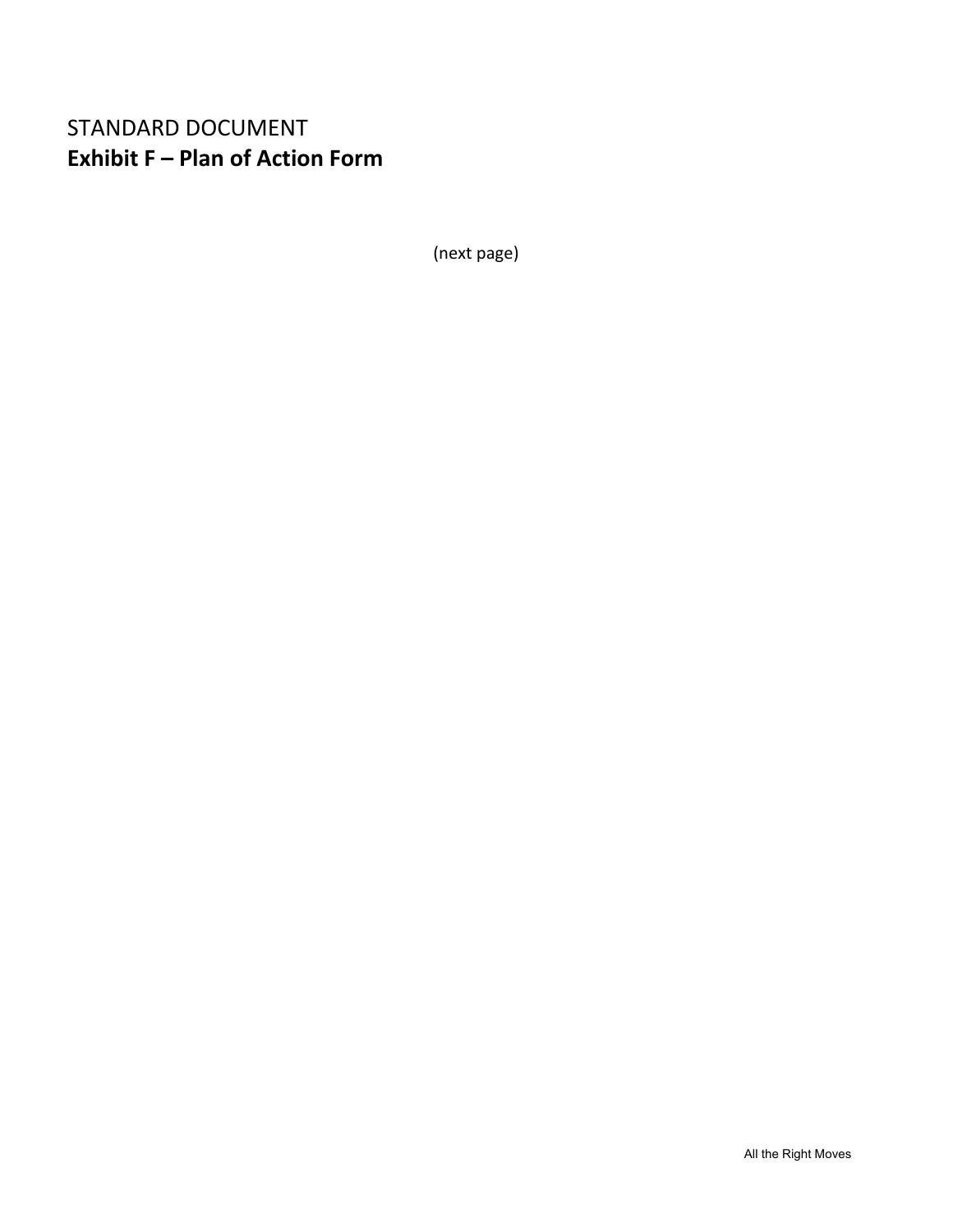STANDARD DOCUMENT

# Exhibit F – Plan of Action Form

(next page)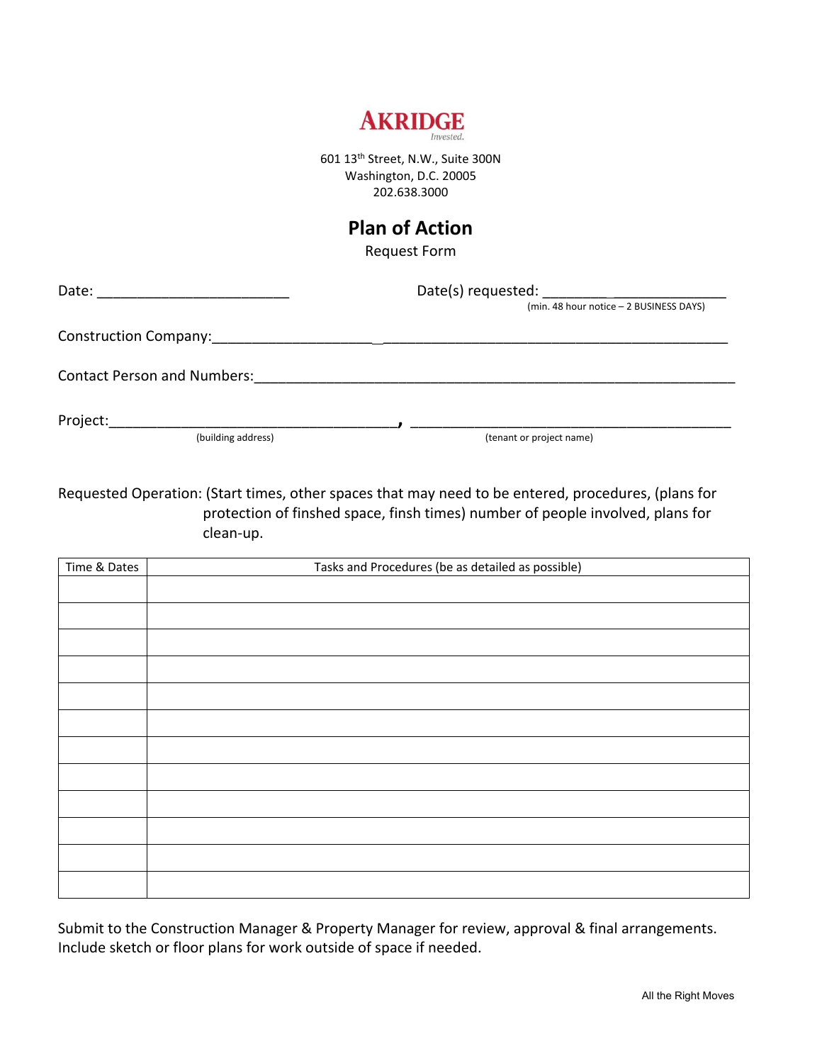**AKRIDGE**
*Invested.*

601 13th Street, N.W., Suite 300N
Washington, D.C. 20005
202.638.3000

# Plan of Action

Request Form

Date: ________________________ Date(s) requested: ________ ______________
(min. 48 hour notice – 2 BUSINESS DAYS)

Construction Company:____________________ _____________________________________________

Contact Person and Numbers:______________________________________________________________

Project:____________________________________, ________________________________________
(building address) (tenant or project name)

Requested Operation: (Start times, other spaces that may need to be entered, procedures, (plans for protection of finshed space, finsh times) number of people involved, plans for clean-up.

| Time & Dates | Tasks and Procedures (be as detailed as possible) |
| --- | --- |
| | |
| | |
| | |
| | |
| | |
| | |
| | |
| | |
| | |
| | |
| | |
| | |

Submit to the Construction Manager & Property Manager for review, approval & final arrangements. Include sketch or floor plans for work outside of space if needed.

All the Right Moves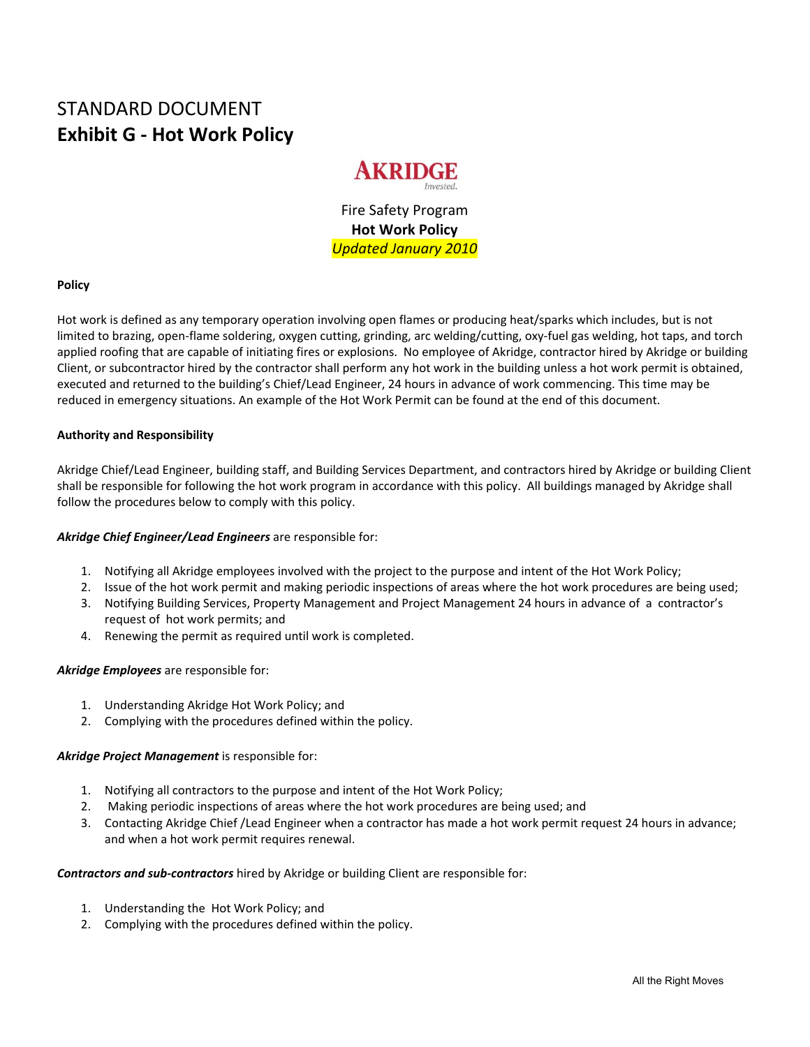STANDARD DOCUMENT
# Exhibit G - Hot Work Policy

AKRIDGE
*Invested.*

Fire Safety Program
**Hot Work Policy**
*Updated January 2010*

**Policy**

Hot work is defined as any temporary operation involving open flames or producing heat/sparks which includes, but is not limited to brazing, open-flame soldering, oxygen cutting, grinding, arc welding/cutting, oxy-fuel gas welding, hot taps, and torch applied roofing that are capable of initiating fires or explosions. No employee of Akridge, contractor hired by Akridge or building Client, or subcontractor hired by the contractor shall perform any hot work in the building unless a hot work permit is obtained, executed and returned to the building's Chief/Lead Engineer, 24 hours in advance of work commencing. This time may be reduced in emergency situations. An example of the Hot Work Permit can be found at the end of this document.

**Authority and Responsibility**

Akridge Chief/Lead Engineer, building staff, and Building Services Department, and contractors hired by Akridge or building Client shall be responsible for following the hot work program in accordance with this policy. All buildings managed by Akridge shall follow the procedures below to comply with this policy.

***Akridge Chief Engineer/Lead Engineers*** are responsible for:

1. Notifying all Akridge employees involved with the project to the purpose and intent of the Hot Work Policy;
2. Issue of the hot work permit and making periodic inspections of areas where the hot work procedures are being used;
3. Notifying Building Services, Property Management and Project Management 24 hours in advance of a contractor's request of hot work permits; and
4. Renewing the permit as required until work is completed.

***Akridge Employees*** are responsible for:

1. Understanding Akridge Hot Work Policy; and
2. Complying with the procedures defined within the policy.

***Akridge Project Management*** is responsible for:

1. Notifying all contractors to the purpose and intent of the Hot Work Policy;
2. Making periodic inspections of areas where the hot work procedures are being used; and
3. Contacting Akridge Chief /Lead Engineer when a contractor has made a hot work permit request 24 hours in advance; and when a hot work permit requires renewal.

***Contractors and sub-contractors*** hired by Akridge or building Client are responsible for:

1. Understanding the Hot Work Policy; and
2. Complying with the procedures defined within the policy.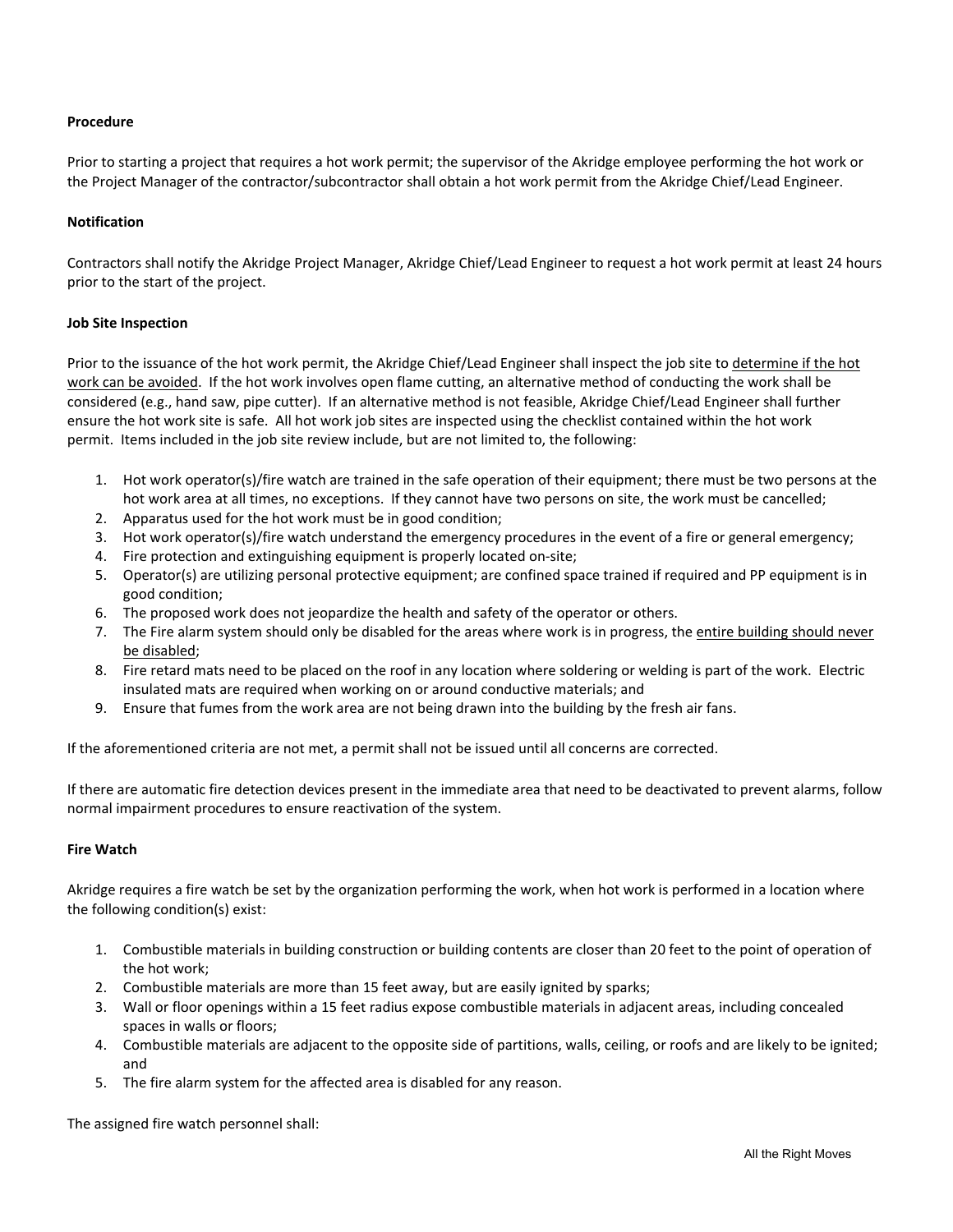**Procedure**

Prior to starting a project that requires a hot work permit; the supervisor of the Akridge employee performing the hot work or the Project Manager of the contractor/subcontractor shall obtain a hot work permit from the Akridge Chief/Lead Engineer.

**Notification**

Contractors shall notify the Akridge Project Manager, Akridge Chief/Lead Engineer to request a hot work permit at least 24 hours prior to the start of the project.

**Job Site Inspection**

Prior to the issuance of the hot work permit, the Akridge Chief/Lead Engineer shall inspect the job site to <u>determine if the hot work can be avoided</u>. If the hot work involves open flame cutting, an alternative method of conducting the work shall be considered (e.g., hand saw, pipe cutter). If an alternative method is not feasible, Akridge Chief/Lead Engineer shall further ensure the hot work site is safe. All hot work job sites are inspected using the checklist contained within the hot work permit. Items included in the job site review include, but are not limited to, the following:

1. Hot work operator(s)/fire watch are trained in the safe operation of their equipment; there must be two persons at the hot work area at all times, no exceptions. If they cannot have two persons on site, the work must be cancelled;
2. Apparatus used for the hot work must be in good condition;
3. Hot work operator(s)/fire watch understand the emergency procedures in the event of a fire or general emergency;
4. Fire protection and extinguishing equipment is properly located on-site;
5. Operator(s) are utilizing personal protective equipment; are confined space trained if required and PP equipment is in good condition;
6. The proposed work does not jeopardize the health and safety of the operator or others.
7. The Fire alarm system should only be disabled for the areas where work is in progress, the <u>entire building should never be disabled</u>;
8. Fire retard mats need to be placed on the roof in any location where soldering or welding is part of the work. Electric insulated mats are required when working on or around conductive materials; and
9. Ensure that fumes from the work area are not being drawn into the building by the fresh air fans.

If the aforementioned criteria are not met, a permit shall not be issued until all concerns are corrected.

If there are automatic fire detection devices present in the immediate area that need to be deactivated to prevent alarms, follow normal impairment procedures to ensure reactivation of the system.

**Fire Watch**

Akridge requires a fire watch be set by the organization performing the work, when hot work is performed in a location where the following condition(s) exist:

1. Combustible materials in building construction or building contents are closer than 20 feet to the point of operation of the hot work;
2. Combustible materials are more than 15 feet away, but are easily ignited by sparks;
3. Wall or floor openings within a 15 feet radius expose combustible materials in adjacent areas, including concealed spaces in walls or floors;
4. Combustible materials are adjacent to the opposite side of partitions, walls, ceiling, or roofs and are likely to be ignited; and
5. The fire alarm system for the affected area is disabled for any reason.

The assigned fire watch personnel shall: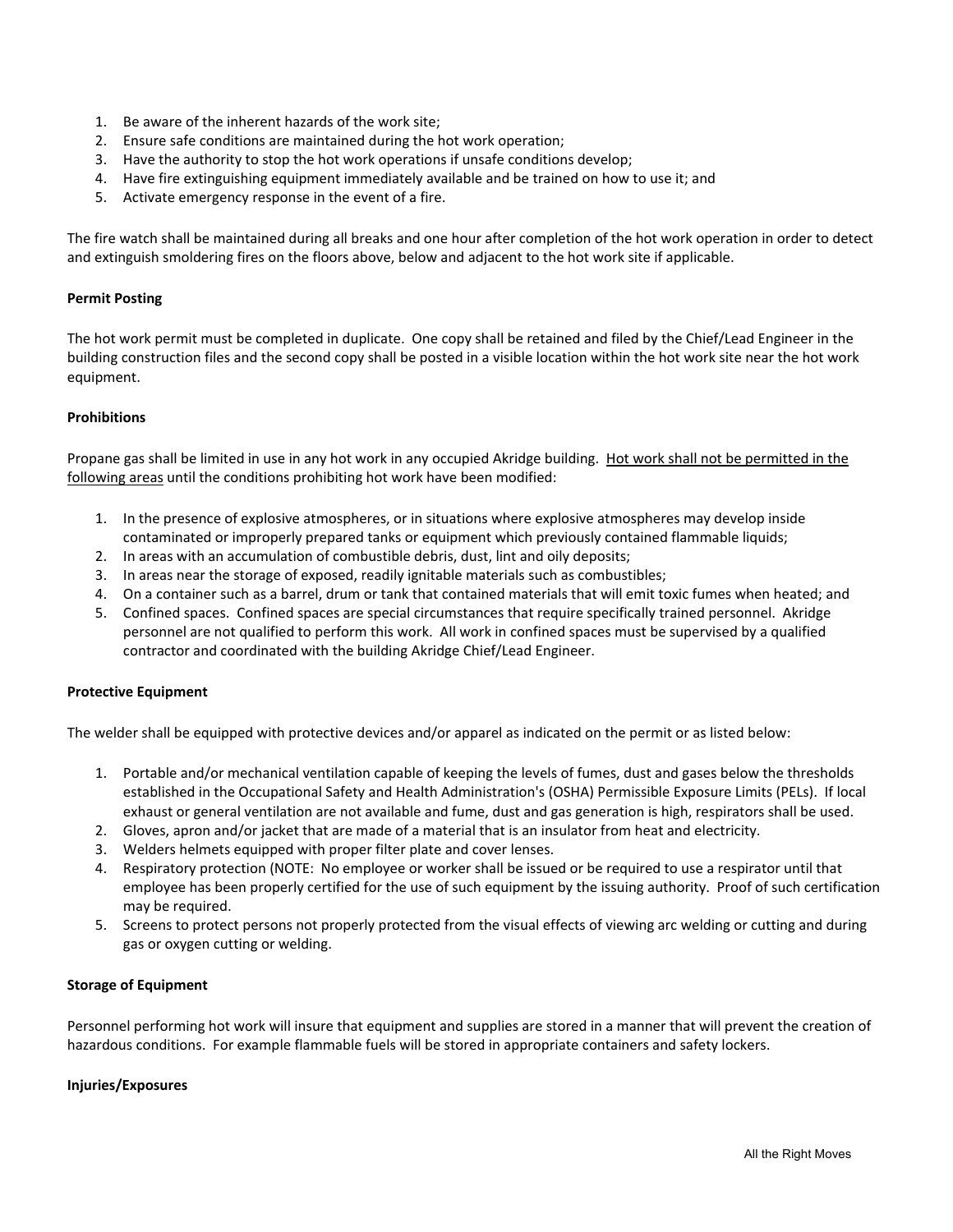1. Be aware of the inherent hazards of the work site;
2. Ensure safe conditions are maintained during the hot work operation;
3. Have the authority to stop the hot work operations if unsafe conditions develop;
4. Have fire extinguishing equipment immediately available and be trained on how to use it; and
5. Activate emergency response in the event of a fire.

The fire watch shall be maintained during all breaks and one hour after completion of the hot work operation in order to detect and extinguish smoldering fires on the floors above, below and adjacent to the hot work site if applicable.

**Permit Posting**

The hot work permit must be completed in duplicate. One copy shall be retained and filed by the Chief/Lead Engineer in the building construction files and the second copy shall be posted in a visible location within the hot work site near the hot work equipment.

**Prohibitions**

Propane gas shall be limited in use in any hot work in any occupied Akridge building. <u>Hot work shall not be permitted in the following areas</u> until the conditions prohibiting hot work have been modified:

1. In the presence of explosive atmospheres, or in situations where explosive atmospheres may develop inside contaminated or improperly prepared tanks or equipment which previously contained flammable liquids;
2. In areas with an accumulation of combustible debris, dust, lint and oily deposits;
3. In areas near the storage of exposed, readily ignitable materials such as combustibles;
4. On a container such as a barrel, drum or tank that contained materials that will emit toxic fumes when heated; and
5. Confined spaces. Confined spaces are special circumstances that require specifically trained personnel. Akridge personnel are not qualified to perform this work. All work in confined spaces must be supervised by a qualified contractor and coordinated with the building Akridge Chief/Lead Engineer.

**Protective Equipment**

The welder shall be equipped with protective devices and/or apparel as indicated on the permit or as listed below:

1. Portable and/or mechanical ventilation capable of keeping the levels of fumes, dust and gases below the thresholds established in the Occupational Safety and Health Administration's (OSHA) Permissible Exposure Limits (PELs). If local exhaust or general ventilation are not available and fume, dust and gas generation is high, respirators shall be used.
2. Gloves, apron and/or jacket that are made of a material that is an insulator from heat and electricity.
3. Welders helmets equipped with proper filter plate and cover lenses.
4. Respiratory protection (NOTE: No employee or worker shall be issued or be required to use a respirator until that employee has been properly certified for the use of such equipment by the issuing authority. Proof of such certification may be required.
5. Screens to protect persons not properly protected from the visual effects of viewing arc welding or cutting and during gas or oxygen cutting or welding.

**Storage of Equipment**

Personnel performing hot work will insure that equipment and supplies are stored in a manner that will prevent the creation of hazardous conditions. For example flammable fuels will be stored in appropriate containers and safety lockers.

**Injuries/Exposures**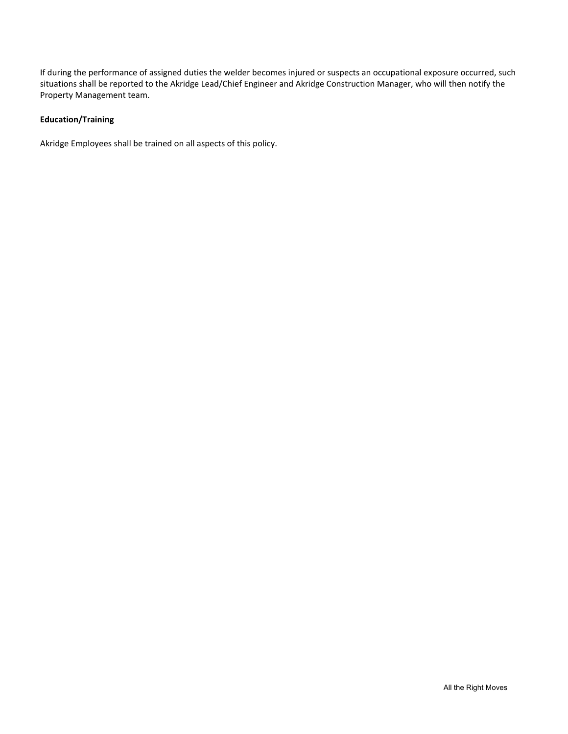If during the performance of assigned duties the welder becomes injured or suspects an occupational exposure occurred, such situations shall be reported to the Akridge Lead/Chief Engineer and Akridge Construction Manager, who will then notify the Property Management team.

**Education/Training**

Akridge Employees shall be trained on all aspects of this policy.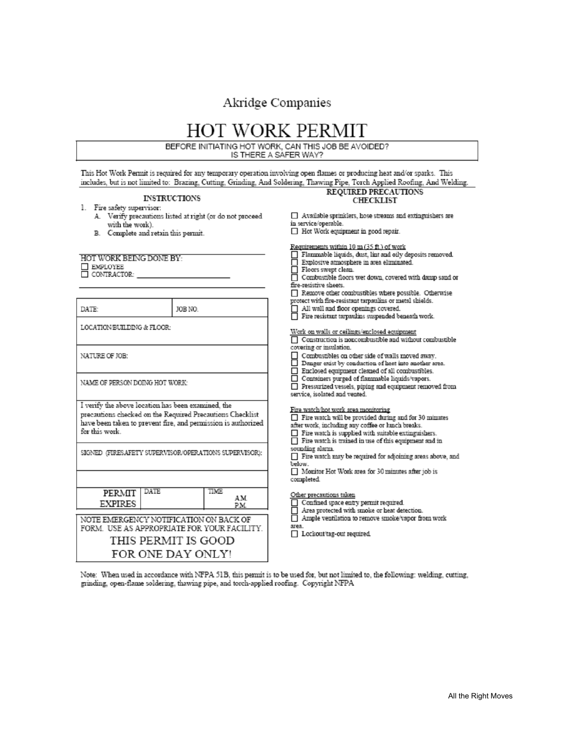Akridge Companies

# HOT WORK PERMIT

BEFORE INITIATING HOT WORK, CAN THIS JOB BE AVOIDED?
IS THERE A SAFER WAY?

This Hot Work Permit is required for any temporary operation involving open flames or producing heat and/or sparks. This includes, but is not limited to: Brazing, Cutting, Grinding, And Soldering, Thawing Pipe, Torch Applied Roofing, And Welding.

### INSTRUCTIONS

1. Fire safety supervisor:
   - A. Verify precautions listed at right (or do not proceed with the work).
   - B. Complete and retain this permit.

HOT WORK BEING DONE BY:

☐ EMPLOYEE
☐ CONTRACTOR: ____________________

| DATE: | JOB NO. |
|---|---|
| LOCATION/BUILDING & FLOOR: | |
| NATURE OF JOB: | |
| NAME OF PERSON DOING HOT WORK: | |
| I verify the above location has been examined, the precautions checked on the Required Precautions Checklist have been taken to prevent fire, and permission is authorized for this work. | |
| SIGNED (FIRESAFETY SUPERVISOR/OPERATIONS SUPERVISOR): | |
| | |

| PERMIT EXPIRES | DATE | TIME A.M. P.M. |
|---|---|---|

NOTE EMERGENCY NOTIFICATION ON BACK OF FORM. USE AS APPROPRIATE FOR YOUR FACILITY.

**THIS PERMIT IS GOOD FOR ONE DAY ONLY!**

### REQUIRED PRECAUTIONS CHECKLIST

☐ Available sprinklers, hose streams and extinguishers are in service/operable.
☐ Hot Work equipment in good repair.

Requirements within 10 m (35 ft.) of work

☐ Flammable liquids, dust, lint and oily deposits removed.
☐ Explosive atmosphere in area eliminated.
☐ Floors swept clean.
☐ Combustible floors wet down, covered with damp sand or fire-resistive sheets.
☐ Remove other combustibles where possible. Otherwise protect with fire-resistant tarpaulins or metal shields.
☐ All wall and floor openings covered.
☐ Fire resistant tarpaulins suspended beneath work.

Work on walls or ceilings/enclosed equipment

☐ Construction is noncombustible and without combustible covering or insulation.
☐ Combustibles on other side of walls moved away.
☐ Danger exist by conduction of heat into another area.
☐ Enclosed equipment cleaned of all combustibles.
☐ Containers purged of flammable liquids/vapors.
☐ Pressurized vessels, piping and equipment removed from service, isolated and vented.

Fire watch/hot work area monitoring

☐ Fire watch will be provided during and for 30 minutes after work, including any coffee or lunch breaks.
☐ Fire watch is supplied with suitable extinguishers.
☐ Fire watch is trained in use of this equipment and in sounding alarm.
☐ Fire watch may be required for adjoining areas above, and below.
☐ Monitor Hot Work area for 30 minutes after job is completed.

Other precautions taken

☐ Confined space entry permit required.
☐ Area protected with smoke or heat detection.
☐ Ample ventilation to remove smoke/vapor from work area.
☐ Lockout/tag-out required.

Note: When used in accordance with NFPA 51B, this permit is to be used for, but not limited to, the following: welding, cutting, grinding, open-flame soldering, thawing pipe, and torch-applied roofing. Copyright NFPA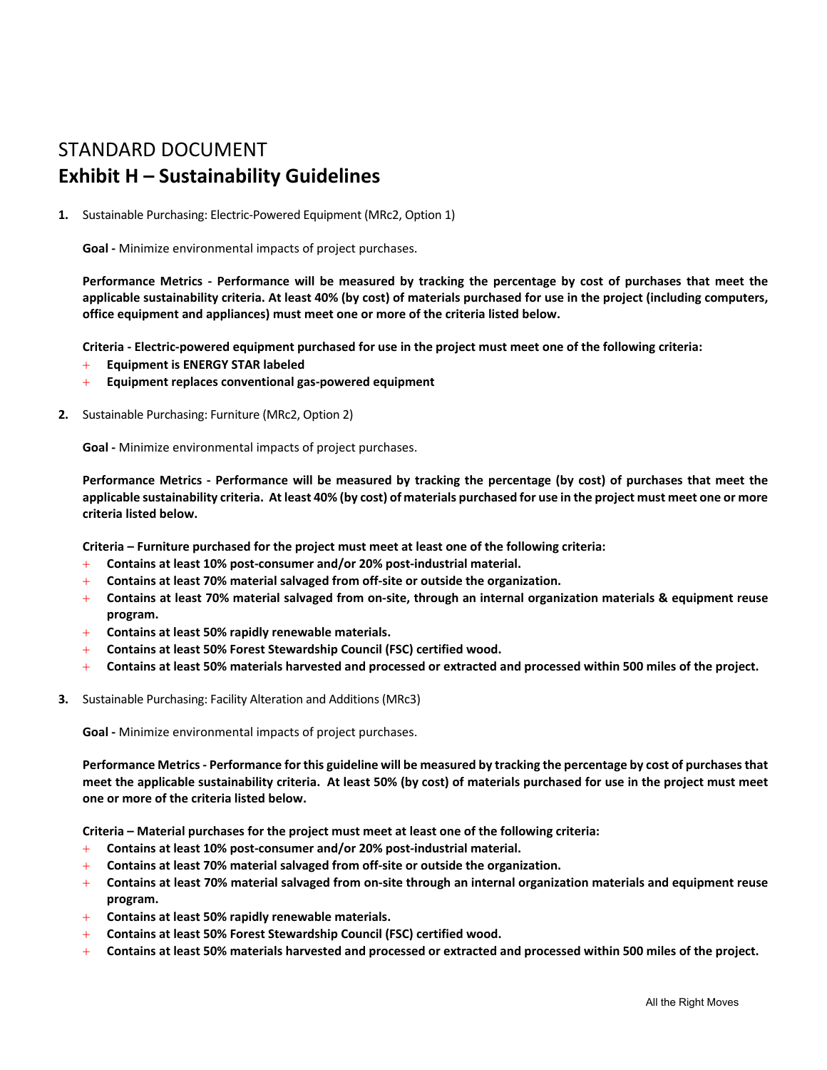STANDARD DOCUMENT

# Exhibit H – Sustainability Guidelines

**1.** Sustainable Purchasing: Electric-Powered Equipment (MRc2, Option 1)

**Goal -** Minimize environmental impacts of project purchases.

**Performance Metrics - Performance will be measured by tracking the percentage by cost of purchases that meet the applicable sustainability criteria. At least 40% (by cost) of materials purchased for use in the project (including computers, office equipment and appliances) must meet one or more of the criteria listed below.**

**Criteria - Electric-powered equipment purchased for use in the project must meet one of the following criteria:**

- **Equipment is ENERGY STAR labeled**
- **Equipment replaces conventional gas-powered equipment**

**2.** Sustainable Purchasing: Furniture (MRc2, Option 2)

**Goal -** Minimize environmental impacts of project purchases.

**Performance Metrics - Performance will be measured by tracking the percentage (by cost) of purchases that meet the applicable sustainability criteria. At least 40% (by cost) of materials purchased for use in the project must meet one or more criteria listed below.**

**Criteria – Furniture purchased for the project must meet at least one of the following criteria:**

- **Contains at least 10% post-consumer and/or 20% post-industrial material.**
- **Contains at least 70% material salvaged from off-site or outside the organization.**
- **Contains at least 70% material salvaged from on-site, through an internal organization materials & equipment reuse program.**
- **Contains at least 50% rapidly renewable materials.**
- **Contains at least 50% Forest Stewardship Council (FSC) certified wood.**
- **Contains at least 50% materials harvested and processed or extracted and processed within 500 miles of the project.**

**3.** Sustainable Purchasing: Facility Alteration and Additions (MRc3)

**Goal -** Minimize environmental impacts of project purchases.

**Performance Metrics - Performance for this guideline will be measured by tracking the percentage by cost of purchases that meet the applicable sustainability criteria. At least 50% (by cost) of materials purchased for use in the project must meet one or more of the criteria listed below.**

**Criteria – Material purchases for the project must meet at least one of the following criteria:**

- **Contains at least 10% post-consumer and/or 20% post-industrial material.**
- **Contains at least 70% material salvaged from off-site or outside the organization.**
- **Contains at least 70% material salvaged from on-site through an internal organization materials and equipment reuse program.**
- **Contains at least 50% rapidly renewable materials.**
- **Contains at least 50% Forest Stewardship Council (FSC) certified wood.**
- **Contains at least 50% materials harvested and processed or extracted and processed within 500 miles of the project.**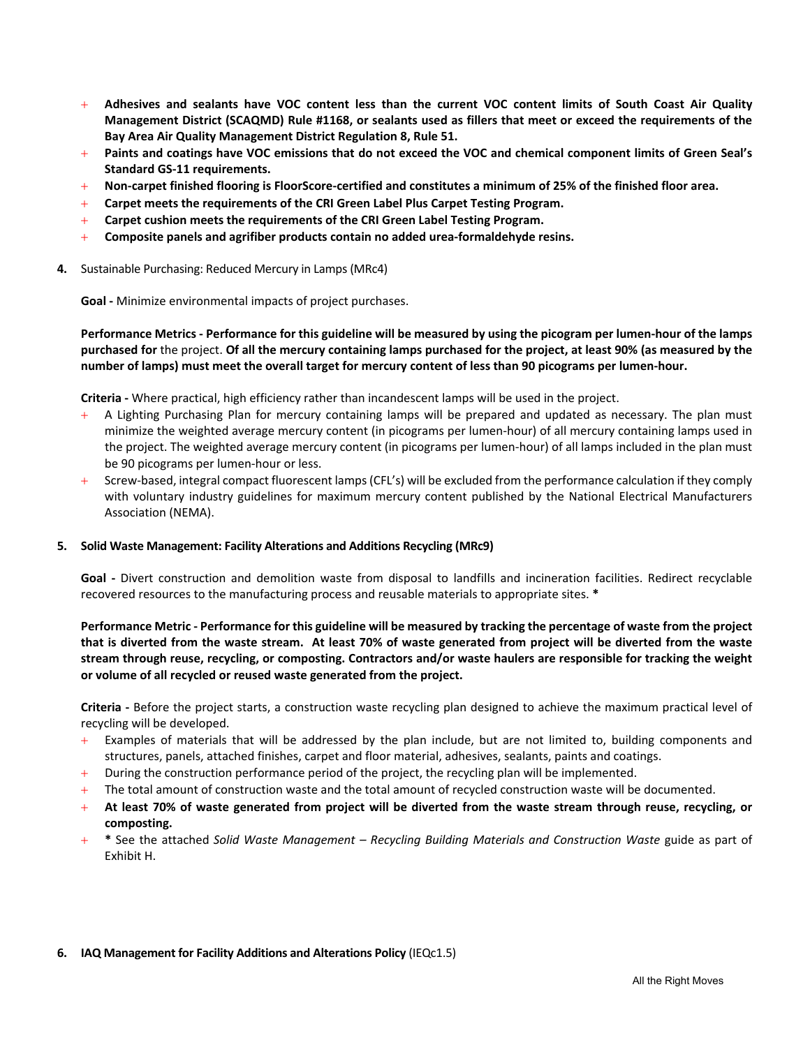- **Adhesives and sealants have VOC content less than the current VOC content limits of South Coast Air Quality Management District (SCAQMD) Rule #1168, or sealants used as fillers that meet or exceed the requirements of the Bay Area Air Quality Management District Regulation 8, Rule 51.**
- **Paints and coatings have VOC emissions that do not exceed the VOC and chemical component limits of Green Seal's Standard GS-11 requirements.**
- **Non-carpet finished flooring is FloorScore-certified and constitutes a minimum of 25% of the finished floor area.**
- **Carpet meets the requirements of the CRI Green Label Plus Carpet Testing Program.**
- **Carpet cushion meets the requirements of the CRI Green Label Testing Program.**
- **Composite panels and agrifiber products contain no added urea-formaldehyde resins.**

**4.** Sustainable Purchasing: Reduced Mercury in Lamps (MRc4)

**Goal -** Minimize environmental impacts of project purchases.

**Performance Metrics - Performance for this guideline will be measured by using the picogram per lumen-hour of the lamps purchased for** the project. **Of all the mercury containing lamps purchased for the project, at least 90% (as measured by the number of lamps) must meet the overall target for mercury content of less than 90 picograms per lumen-hour.**

**Criteria -** Where practical, high efficiency rather than incandescent lamps will be used in the project.

- A Lighting Purchasing Plan for mercury containing lamps will be prepared and updated as necessary. The plan must minimize the weighted average mercury content (in picograms per lumen-hour) of all mercury containing lamps used in the project. The weighted average mercury content (in picograms per lumen-hour) of all lamps included in the plan must be 90 picograms per lumen-hour or less.
- Screw-based, integral compact fluorescent lamps (CFL's) will be excluded from the performance calculation if they comply with voluntary industry guidelines for maximum mercury content published by the National Electrical Manufacturers Association (NEMA).

**5. Solid Waste Management: Facility Alterations and Additions Recycling (MRc9)**

**Goal -** Divert construction and demolition waste from disposal to landfills and incineration facilities. Redirect recyclable recovered resources to the manufacturing process and reusable materials to appropriate sites. **\***

**Performance Metric - Performance for this guideline will be measured by tracking the percentage of waste from the project that is diverted from the waste stream. At least 70% of waste generated from project will be diverted from the waste stream through reuse, recycling, or composting. Contractors and/or waste haulers are responsible for tracking the weight or volume of all recycled or reused waste generated from the project.**

**Criteria -** Before the project starts, a construction waste recycling plan designed to achieve the maximum practical level of recycling will be developed.

- Examples of materials that will be addressed by the plan include, but are not limited to, building components and structures, panels, attached finishes, carpet and floor material, adhesives, sealants, paints and coatings.
- During the construction performance period of the project, the recycling plan will be implemented.
- The total amount of construction waste and the total amount of recycled construction waste will be documented.
- **At least 70% of waste generated from project will be diverted from the waste stream through reuse, recycling, or composting.**
- **\*** See the attached *Solid Waste Management – Recycling Building Materials and Construction Waste* guide as part of Exhibit H.

**6. IAQ Management for Facility Additions and Alterations Policy** (IEQc1.5)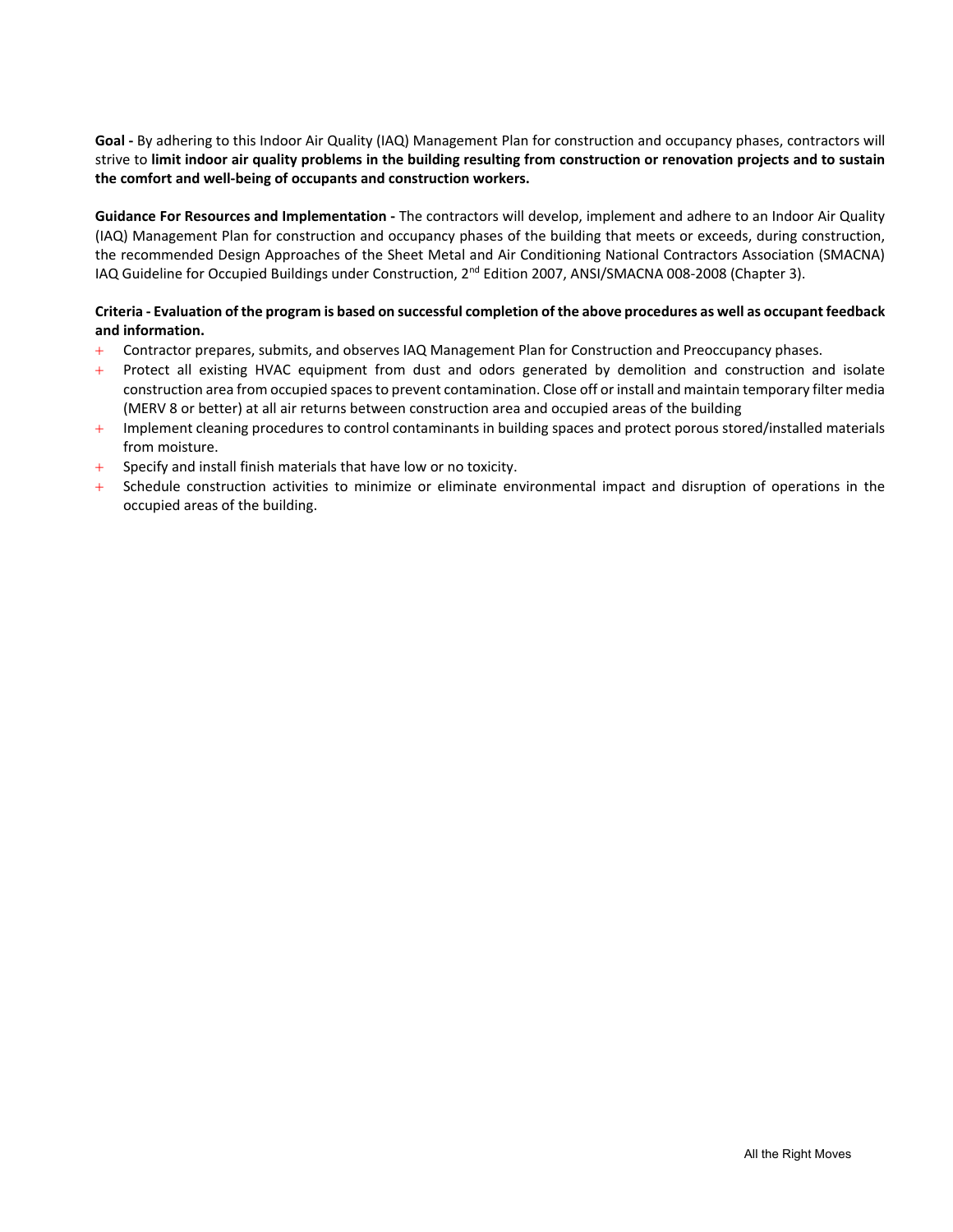**Goal -** By adhering to this Indoor Air Quality (IAQ) Management Plan for construction and occupancy phases, contractors will strive to **limit indoor air quality problems in the building resulting from construction or renovation projects and to sustain the comfort and well-being of occupants and construction workers.**

**Guidance For Resources and Implementation -** The contractors will develop, implement and adhere to an Indoor Air Quality (IAQ) Management Plan for construction and occupancy phases of the building that meets or exceeds, during construction, the recommended Design Approaches of the Sheet Metal and Air Conditioning National Contractors Association (SMACNA) IAQ Guideline for Occupied Buildings under Construction, 2nd Edition 2007, ANSI/SMACNA 008-2008 (Chapter 3).

**Criteria - Evaluation of the program is based on successful completion of the above procedures as well as occupant feedback and information.**

- Contractor prepares, submits, and observes IAQ Management Plan for Construction and Preoccupancy phases.
- Protect all existing HVAC equipment from dust and odors generated by demolition and construction and isolate construction area from occupied spaces to prevent contamination. Close off or install and maintain temporary filter media (MERV 8 or better) at all air returns between construction area and occupied areas of the building
- Implement cleaning procedures to control contaminants in building spaces and protect porous stored/installed materials from moisture.
- Specify and install finish materials that have low or no toxicity.
- Schedule construction activities to minimize or eliminate environmental impact and disruption of operations in the occupied areas of the building.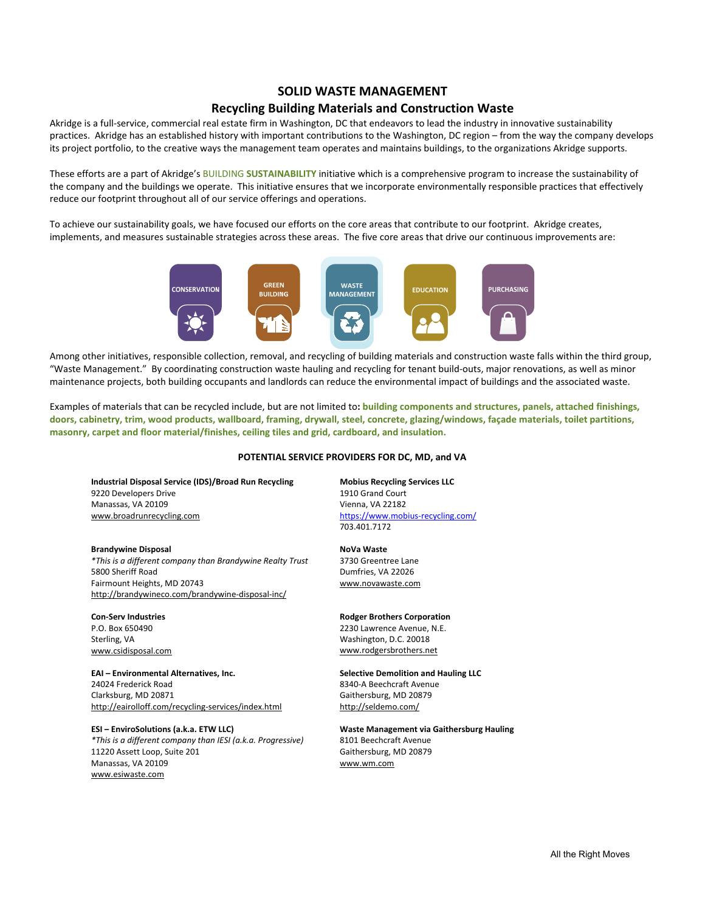# SOLID WASTE MANAGEMENT

## Recycling Building Materials and Construction Waste

Akridge is a full-service, commercial real estate firm in Washington, DC that endeavors to lead the industry in innovative sustainability practices. Akridge has an established history with important contributions to the Washington, DC region – from the way the company develops its project portfolio, to the creative ways the management team operates and maintains buildings, to the organizations Akridge supports.

These efforts are a part of Akridge's BUILDING **SUSTAINABILITY** initiative which is a comprehensive program to increase the sustainability of the company and the buildings we operate. This initiative ensures that we incorporate environmentally responsible practices that effectively reduce our footprint throughout all of our service offerings and operations.

To achieve our sustainability goals, we have focused our efforts on the core areas that contribute to our footprint. Akridge creates, implements, and measures sustainable strategies across these areas. The five core areas that drive our continuous improvements are:

CONSERVATION | GREEN BUILDING | WASTE MANAGEMENT | EDUCATION | PURCHASING

Among other initiatives, responsible collection, removal, and recycling of building materials and construction waste falls within the third group, "Waste Management." By coordinating construction waste hauling and recycling for tenant build-outs, major renovations, as well as minor maintenance projects, both building occupants and landlords can reduce the environmental impact of buildings and the associated waste.

Examples of materials that can be recycled include, but are not limited to**: building components and structures, panels, attached finishings, doors, cabinetry, trim, wood products, wallboard, framing, drywall, steel, concrete, glazing/windows, façade materials, toilet partitions, masonry, carpet and floor material/finishes, ceiling tiles and grid, cardboard, and insulation.**

### POTENTIAL SERVICE PROVIDERS FOR DC, MD, and VA

**Industrial Disposal Service (IDS)/Broad Run Recycling**
9220 Developers Drive
Manassas, VA 20109
www.broadrunrecycling.com

**Brandywine Disposal**
*\*This is a different company than Brandywine Realty Trust*
5800 Sheriff Road
Fairmount Heights, MD 20743
http://brandywineco.com/brandywine-disposal-inc/

**Con-Serv Industries**
P.O. Box 650490
Sterling, VA
www.csidisposal.com

**EAI – Environmental Alternatives, Inc.**
24024 Frederick Road
Clarksburg, MD 20871
http://eairolloff.com/recycling-services/index.html

**ESI – EnviroSolutions (a.k.a. ETW LLC)**
*\*This is a different company than IESI (a.k.a. Progressive)*
11220 Assett Loop, Suite 201
Manassas, VA 20109
www.esiwaste.com

**Mobius Recycling Services LLC**
1910 Grand Court
Vienna, VA 22182
https://www.mobius-recycling.com/
703.401.7172

**NoVa Waste**
3730 Greentree Lane
Dumfries, VA 22026
www.novawaste.com

**Rodger Brothers Corporation**
2230 Lawrence Avenue, N.E.
Washington, D.C. 20018
www.rodgersbrothers.net

**Selective Demolition and Hauling LLC**
8340-A Beechcraft Avenue
Gaithersburg, MD 20879
http://seldemo.com/

**Waste Management via Gaithersburg Hauling**
8101 Beechcraft Avenue
Gaithersburg, MD 20879
www.wm.com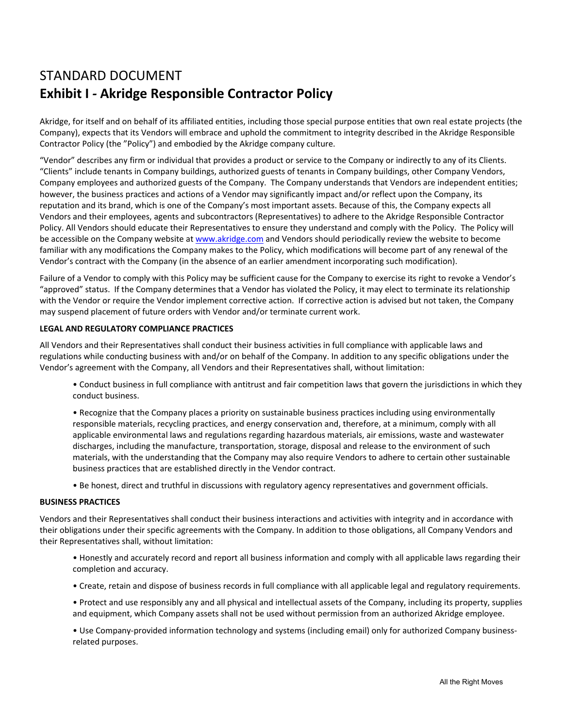STANDARD DOCUMENT

# Exhibit I - Akridge Responsible Contractor Policy

Akridge, for itself and on behalf of its affiliated entities, including those special purpose entities that own real estate projects (the Company), expects that its Vendors will embrace and uphold the commitment to integrity described in the Akridge Responsible Contractor Policy (the "Policy") and embodied by the Akridge company culture.

"Vendor" describes any firm or individual that provides a product or service to the Company or indirectly to any of its Clients. "Clients" include tenants in Company buildings, authorized guests of tenants in Company buildings, other Company Vendors, Company employees and authorized guests of the Company. The Company understands that Vendors are independent entities; however, the business practices and actions of a Vendor may significantly impact and/or reflect upon the Company, its reputation and its brand, which is one of the Company's most important assets. Because of this, the Company expects all Vendors and their employees, agents and subcontractors (Representatives) to adhere to the Akridge Responsible Contractor Policy. All Vendors should educate their Representatives to ensure they understand and comply with the Policy. The Policy will be accessible on the Company website at www.akridge.com and Vendors should periodically review the website to become familiar with any modifications the Company makes to the Policy, which modifications will become part of any renewal of the Vendor's contract with the Company (in the absence of an earlier amendment incorporating such modification).

Failure of a Vendor to comply with this Policy may be sufficient cause for the Company to exercise its right to revoke a Vendor's "approved" status. If the Company determines that a Vendor has violated the Policy, it may elect to terminate its relationship with the Vendor or require the Vendor implement corrective action. If corrective action is advised but not taken, the Company may suspend placement of future orders with Vendor and/or terminate current work.

**LEGAL AND REGULATORY COMPLIANCE PRACTICES**

All Vendors and their Representatives shall conduct their business activities in full compliance with applicable laws and regulations while conducting business with and/or on behalf of the Company. In addition to any specific obligations under the Vendor's agreement with the Company, all Vendors and their Representatives shall, without limitation:

- Conduct business in full compliance with antitrust and fair competition laws that govern the jurisdictions in which they conduct business.
- Recognize that the Company places a priority on sustainable business practices including using environmentally responsible materials, recycling practices, and energy conservation and, therefore, at a minimum, comply with all applicable environmental laws and regulations regarding hazardous materials, air emissions, waste and wastewater discharges, including the manufacture, transportation, storage, disposal and release to the environment of such materials, with the understanding that the Company may also require Vendors to adhere to certain other sustainable business practices that are established directly in the Vendor contract.
- Be honest, direct and truthful in discussions with regulatory agency representatives and government officials.

**BUSINESS PRACTICES**

Vendors and their Representatives shall conduct their business interactions and activities with integrity and in accordance with their obligations under their specific agreements with the Company. In addition to those obligations, all Company Vendors and their Representatives shall, without limitation:

- Honestly and accurately record and report all business information and comply with all applicable laws regarding their completion and accuracy.
- Create, retain and dispose of business records in full compliance with all applicable legal and regulatory requirements.
- Protect and use responsibly any and all physical and intellectual assets of the Company, including its property, supplies and equipment, which Company assets shall not be used without permission from an authorized Akridge employee.
- Use Company-provided information technology and systems (including email) only for authorized Company business-related purposes.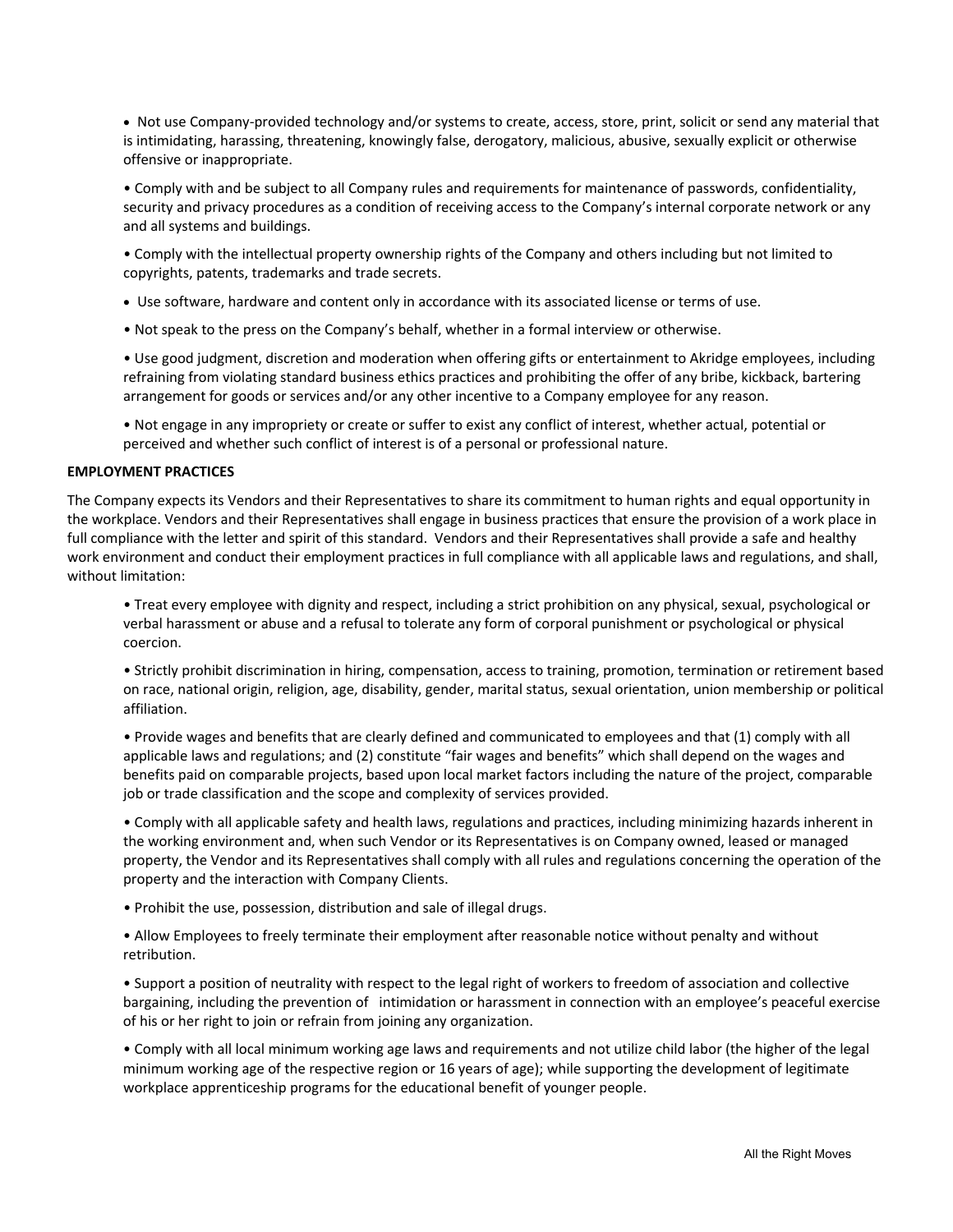- Not use Company-provided technology and/or systems to create, access, store, print, solicit or send any material that is intimidating, harassing, threatening, knowingly false, derogatory, malicious, abusive, sexually explicit or otherwise offensive or inappropriate.

- Comply with and be subject to all Company rules and requirements for maintenance of passwords, confidentiality, security and privacy procedures as a condition of receiving access to the Company's internal corporate network or any and all systems and buildings.

- Comply with the intellectual property ownership rights of the Company and others including but not limited to copyrights, patents, trademarks and trade secrets.

- Use software, hardware and content only in accordance with its associated license or terms of use.

- Not speak to the press on the Company's behalf, whether in a formal interview or otherwise.

- Use good judgment, discretion and moderation when offering gifts or entertainment to Akridge employees, including refraining from violating standard business ethics practices and prohibiting the offer of any bribe, kickback, bartering arrangement for goods or services and/or any other incentive to a Company employee for any reason.

- Not engage in any impropriety or create or suffer to exist any conflict of interest, whether actual, potential or perceived and whether such conflict of interest is of a personal or professional nature.

**EMPLOYMENT PRACTICES**

The Company expects its Vendors and their Representatives to share its commitment to human rights and equal opportunity in the workplace. Vendors and their Representatives shall engage in business practices that ensure the provision of a work place in full compliance with the letter and spirit of this standard. Vendors and their Representatives shall provide a safe and healthy work environment and conduct their employment practices in full compliance with all applicable laws and regulations, and shall, without limitation:

- Treat every employee with dignity and respect, including a strict prohibition on any physical, sexual, psychological or verbal harassment or abuse and a refusal to tolerate any form of corporal punishment or psychological or physical coercion.

- Strictly prohibit discrimination in hiring, compensation, access to training, promotion, termination or retirement based on race, national origin, religion, age, disability, gender, marital status, sexual orientation, union membership or political affiliation.

- Provide wages and benefits that are clearly defined and communicated to employees and that (1) comply with all applicable laws and regulations; and (2) constitute "fair wages and benefits" which shall depend on the wages and benefits paid on comparable projects, based upon local market factors including the nature of the project, comparable job or trade classification and the scope and complexity of services provided.

- Comply with all applicable safety and health laws, regulations and practices, including minimizing hazards inherent in the working environment and, when such Vendor or its Representatives is on Company owned, leased or managed property, the Vendor and its Representatives shall comply with all rules and regulations concerning the operation of the property and the interaction with Company Clients.

- Prohibit the use, possession, distribution and sale of illegal drugs.

- Allow Employees to freely terminate their employment after reasonable notice without penalty and without retribution.

- Support a position of neutrality with respect to the legal right of workers to freedom of association and collective bargaining, including the prevention of intimidation or harassment in connection with an employee's peaceful exercise of his or her right to join or refrain from joining any organization.

- Comply with all local minimum working age laws and requirements and not utilize child labor (the higher of the legal minimum working age of the respective region or 16 years of age); while supporting the development of legitimate workplace apprenticeship programs for the educational benefit of younger people.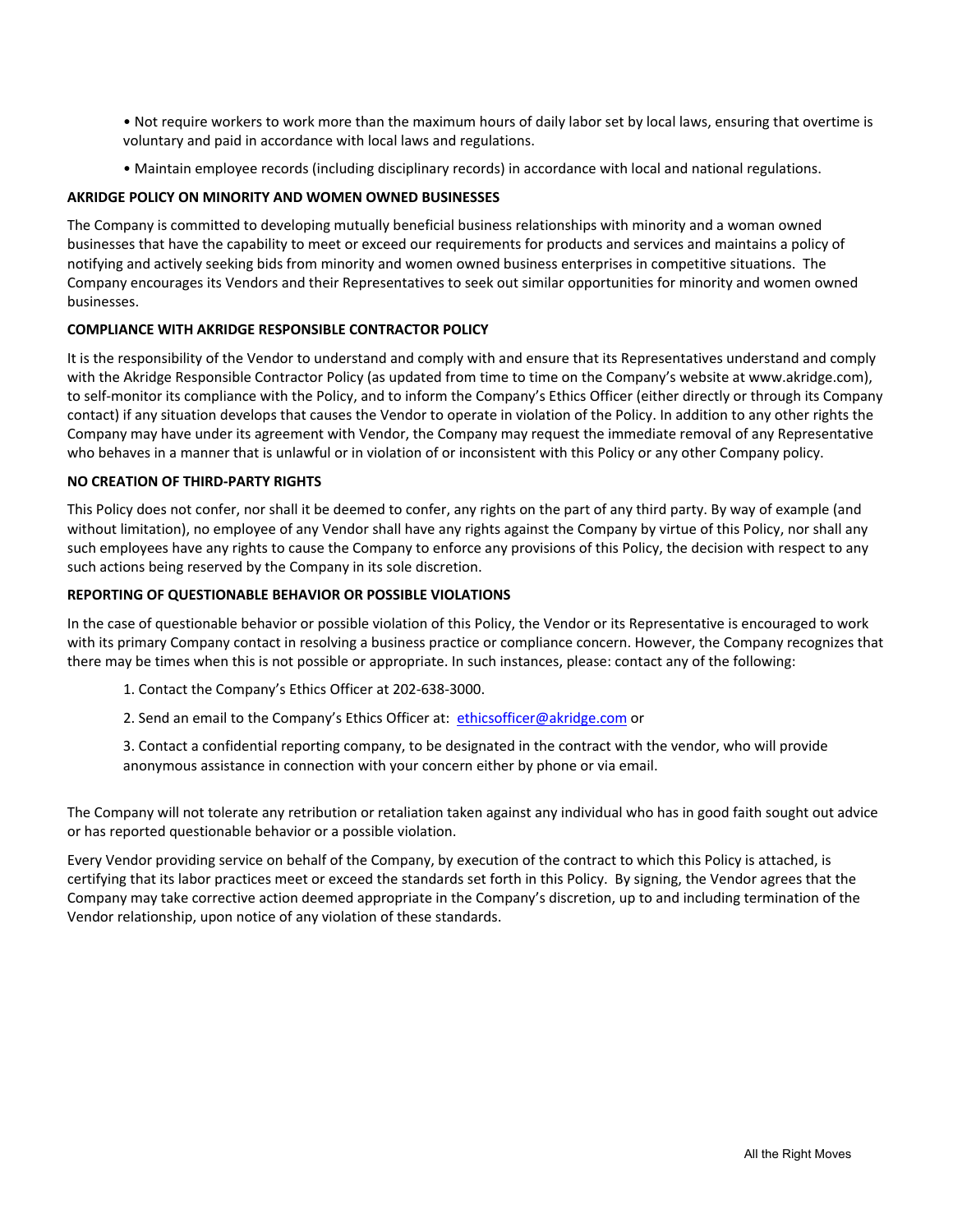- Not require workers to work more than the maximum hours of daily labor set by local laws, ensuring that overtime is voluntary and paid in accordance with local laws and regulations.
- Maintain employee records (including disciplinary records) in accordance with local and national regulations.

**AKRIDGE POLICY ON MINORITY AND WOMEN OWNED BUSINESSES**

The Company is committed to developing mutually beneficial business relationships with minority and a woman owned businesses that have the capability to meet or exceed our requirements for products and services and maintains a policy of notifying and actively seeking bids from minority and women owned business enterprises in competitive situations. The Company encourages its Vendors and their Representatives to seek out similar opportunities for minority and women owned businesses.

**COMPLIANCE WITH AKRIDGE RESPONSIBLE CONTRACTOR POLICY**

It is the responsibility of the Vendor to understand and comply with and ensure that its Representatives understand and comply with the Akridge Responsible Contractor Policy (as updated from time to time on the Company's website at www.akridge.com), to self-monitor its compliance with the Policy, and to inform the Company's Ethics Officer (either directly or through its Company contact) if any situation develops that causes the Vendor to operate in violation of the Policy. In addition to any other rights the Company may have under its agreement with Vendor, the Company may request the immediate removal of any Representative who behaves in a manner that is unlawful or in violation of or inconsistent with this Policy or any other Company policy.

**NO CREATION OF THIRD-PARTY RIGHTS**

This Policy does not confer, nor shall it be deemed to confer, any rights on the part of any third party. By way of example (and without limitation), no employee of any Vendor shall have any rights against the Company by virtue of this Policy, nor shall any such employees have any rights to cause the Company to enforce any provisions of this Policy, the decision with respect to any such actions being reserved by the Company in its sole discretion.

**REPORTING OF QUESTIONABLE BEHAVIOR OR POSSIBLE VIOLATIONS**

In the case of questionable behavior or possible violation of this Policy, the Vendor or its Representative is encouraged to work with its primary Company contact in resolving a business practice or compliance concern. However, the Company recognizes that there may be times when this is not possible or appropriate. In such instances, please: contact any of the following:

1. Contact the Company's Ethics Officer at 202-638-3000.
2. Send an email to the Company's Ethics Officer at: ethicsofficer@akridge.com or
3. Contact a confidential reporting company, to be designated in the contract with the vendor, who will provide anonymous assistance in connection with your concern either by phone or via email.

The Company will not tolerate any retribution or retaliation taken against any individual who has in good faith sought out advice or has reported questionable behavior or a possible violation.

Every Vendor providing service on behalf of the Company, by execution of the contract to which this Policy is attached, is certifying that its labor practices meet or exceed the standards set forth in this Policy. By signing, the Vendor agrees that the Company may take corrective action deemed appropriate in the Company's discretion, up to and including termination of the Vendor relationship, upon notice of any violation of these standards.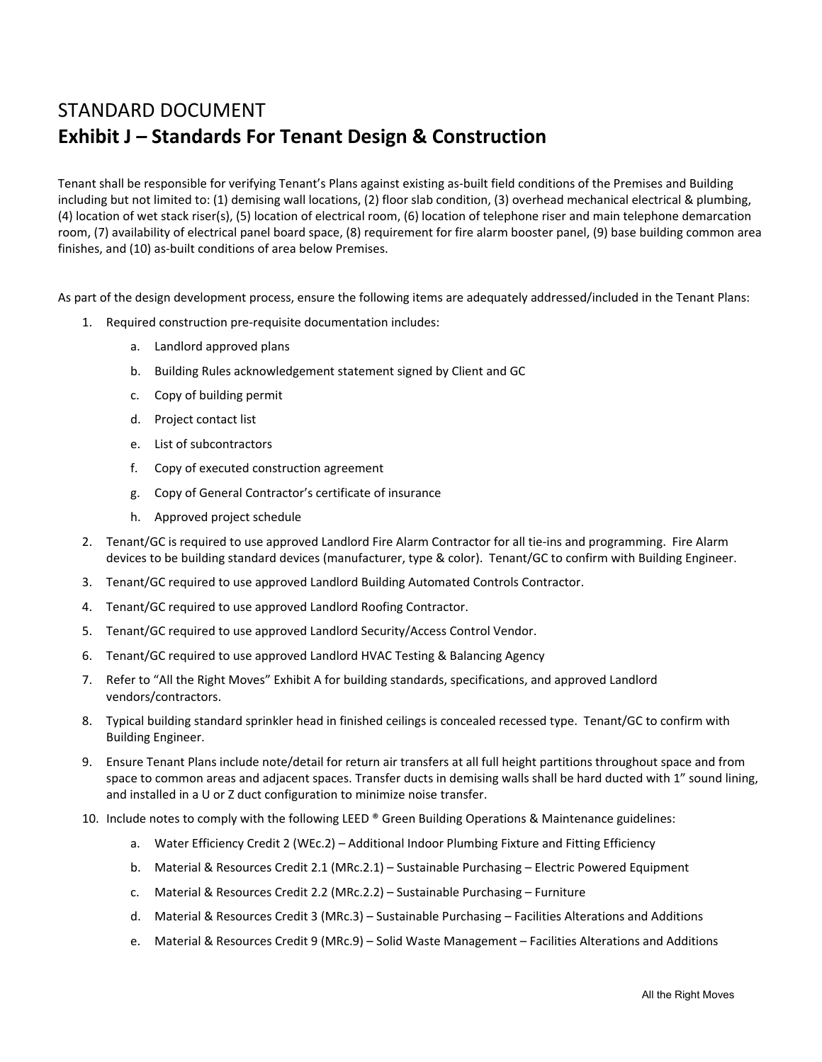STANDARD DOCUMENT

# Exhibit J – Standards For Tenant Design & Construction

Tenant shall be responsible for verifying Tenant's Plans against existing as-built field conditions of the Premises and Building including but not limited to: (1) demising wall locations, (2) floor slab condition, (3) overhead mechanical electrical & plumbing, (4) location of wet stack riser(s), (5) location of electrical room, (6) location of telephone riser and main telephone demarcation room, (7) availability of electrical panel board space, (8) requirement for fire alarm booster panel, (9) base building common area finishes, and (10) as-built conditions of area below Premises.

As part of the design development process, ensure the following items are adequately addressed/included in the Tenant Plans:

1. Required construction pre-requisite documentation includes:
    a. Landlord approved plans
    b. Building Rules acknowledgement statement signed by Client and GC
    c. Copy of building permit
    d. Project contact list
    e. List of subcontractors
    f. Copy of executed construction agreement
    g. Copy of General Contractor's certificate of insurance
    h. Approved project schedule
2. Tenant/GC is required to use approved Landlord Fire Alarm Contractor for all tie-ins and programming. Fire Alarm devices to be building standard devices (manufacturer, type & color). Tenant/GC to confirm with Building Engineer.
3. Tenant/GC required to use approved Landlord Building Automated Controls Contractor.
4. Tenant/GC required to use approved Landlord Roofing Contractor.
5. Tenant/GC required to use approved Landlord Security/Access Control Vendor.
6. Tenant/GC required to use approved Landlord HVAC Testing & Balancing Agency
7. Refer to "All the Right Moves" Exhibit A for building standards, specifications, and approved Landlord vendors/contractors.
8. Typical building standard sprinkler head in finished ceilings is concealed recessed type. Tenant/GC to confirm with Building Engineer.
9. Ensure Tenant Plans include note/detail for return air transfers at all full height partitions throughout space and from space to common areas and adjacent spaces. Transfer ducts in demising walls shall be hard ducted with 1" sound lining, and installed in a U or Z duct configuration to minimize noise transfer.
10. Include notes to comply with the following LEED ® Green Building Operations & Maintenance guidelines:
    a. Water Efficiency Credit 2 (WEc.2) – Additional Indoor Plumbing Fixture and Fitting Efficiency
    b. Material & Resources Credit 2.1 (MRc.2.1) – Sustainable Purchasing – Electric Powered Equipment
    c. Material & Resources Credit 2.2 (MRc.2.2) – Sustainable Purchasing – Furniture
    d. Material & Resources Credit 3 (MRc.3) – Sustainable Purchasing – Facilities Alterations and Additions
    e. Material & Resources Credit 9 (MRc.9) – Solid Waste Management – Facilities Alterations and Additions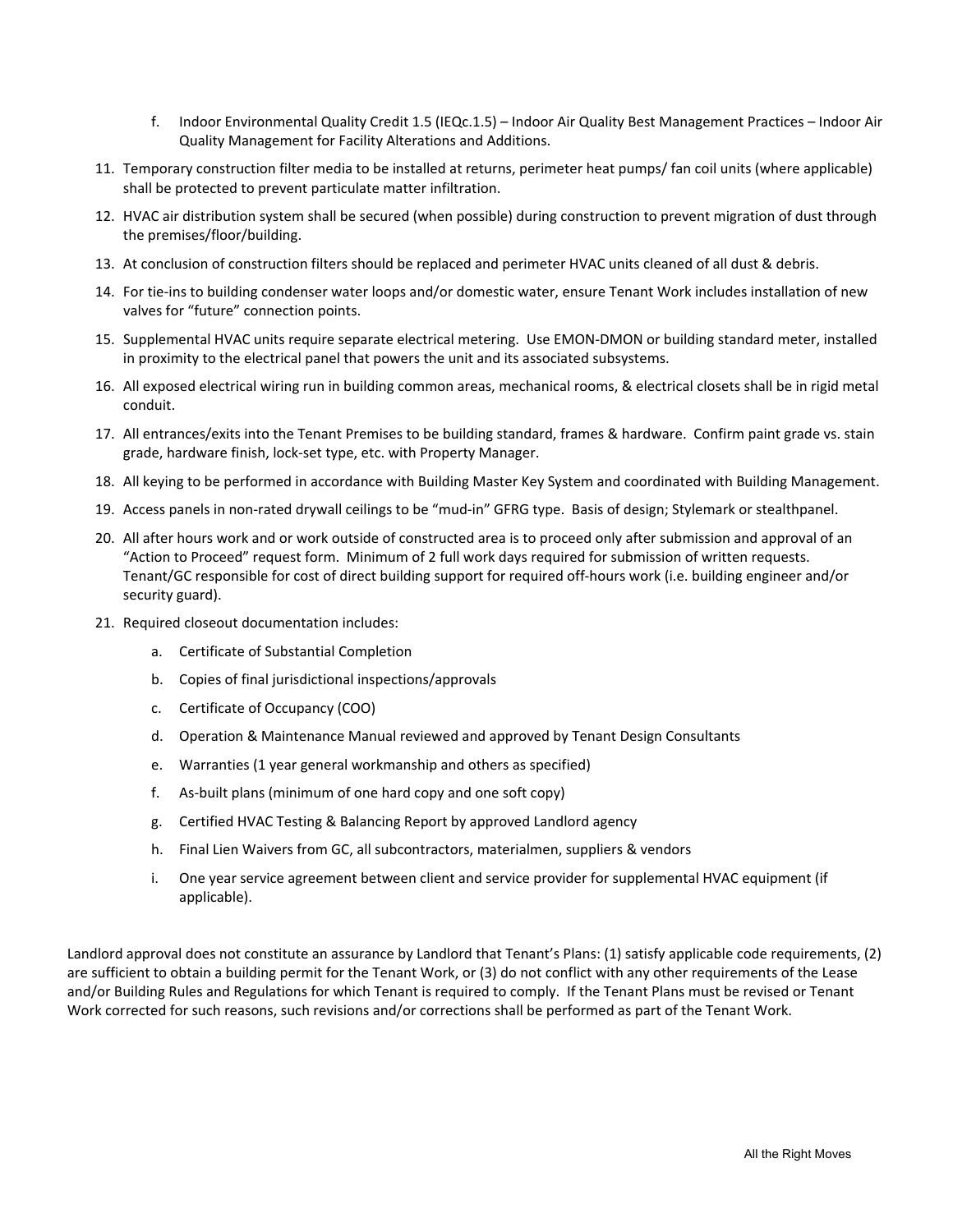f. Indoor Environmental Quality Credit 1.5 (IEQc.1.5) – Indoor Air Quality Best Management Practices – Indoor Air Quality Management for Facility Alterations and Additions.

11. Temporary construction filter media to be installed at returns, perimeter heat pumps/ fan coil units (where applicable) shall be protected to prevent particulate matter infiltration.
12. HVAC air distribution system shall be secured (when possible) during construction to prevent migration of dust through the premises/floor/building.
13. At conclusion of construction filters should be replaced and perimeter HVAC units cleaned of all dust & debris.
14. For tie-ins to building condenser water loops and/or domestic water, ensure Tenant Work includes installation of new valves for "future" connection points.
15. Supplemental HVAC units require separate electrical metering. Use EMON-DMON or building standard meter, installed in proximity to the electrical panel that powers the unit and its associated subsystems.
16. All exposed electrical wiring run in building common areas, mechanical rooms, & electrical closets shall be in rigid metal conduit.
17. All entrances/exits into the Tenant Premises to be building standard, frames & hardware. Confirm paint grade vs. stain grade, hardware finish, lock-set type, etc. with Property Manager.
18. All keying to be performed in accordance with Building Master Key System and coordinated with Building Management.
19. Access panels in non-rated drywall ceilings to be "mud-in" GFRG type. Basis of design; Stylemark or stealthpanel.
20. All after hours work and or work outside of constructed area is to proceed only after submission and approval of an "Action to Proceed" request form. Minimum of 2 full work days required for submission of written requests. Tenant/GC responsible for cost of direct building support for required off-hours work (i.e. building engineer and/or security guard).
21. Required closeout documentation includes:
    a. Certificate of Substantial Completion
    b. Copies of final jurisdictional inspections/approvals
    c. Certificate of Occupancy (COO)
    d. Operation & Maintenance Manual reviewed and approved by Tenant Design Consultants
    e. Warranties (1 year general workmanship and others as specified)
    f. As-built plans (minimum of one hard copy and one soft copy)
    g. Certified HVAC Testing & Balancing Report by approved Landlord agency
    h. Final Lien Waivers from GC, all subcontractors, materialmen, suppliers & vendors
    i. One year service agreement between client and service provider for supplemental HVAC equipment (if applicable).

Landlord approval does not constitute an assurance by Landlord that Tenant's Plans: (1) satisfy applicable code requirements, (2) are sufficient to obtain a building permit for the Tenant Work, or (3) do not conflict with any other requirements of the Lease and/or Building Rules and Regulations for which Tenant is required to comply. If the Tenant Plans must be revised or Tenant Work corrected for such reasons, such revisions and/or corrections shall be performed as part of the Tenant Work.